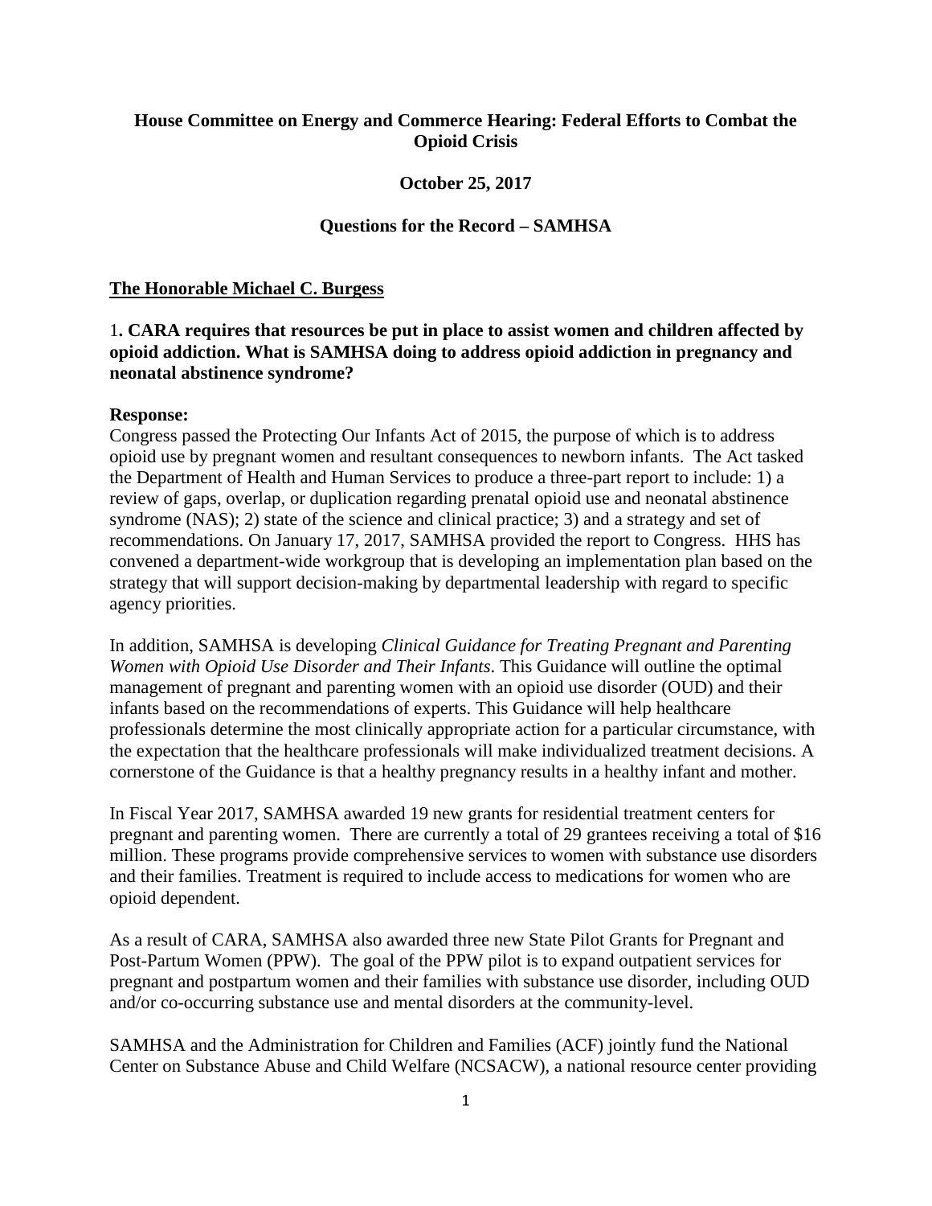**House Committee on Energy and Commerce Hearing: Federal Efforts to Combat the Opioid Crisis**

**October 25, 2017**

**Questions for the Record – SAMHSA**

**The Honorable Michael C. Burgess**

1**. CARA requires that resources be put in place to assist women and children affected by opioid addiction. What is SAMHSA doing to address opioid addiction in pregnancy and neonatal abstinence syndrome?**

**Response:**

Congress passed the Protecting Our Infants Act of 2015, the purpose of which is to address opioid use by pregnant women and resultant consequences to newborn infants. The Act tasked the Department of Health and Human Services to produce a three-part report to include: 1) a review of gaps, overlap, or duplication regarding prenatal opioid use and neonatal abstinence syndrome (NAS); 2) state of the science and clinical practice; 3) and a strategy and set of recommendations. On January 17, 2017, SAMHSA provided the report to Congress. HHS has convened a department-wide workgroup that is developing an implementation plan based on the strategy that will support decision-making by departmental leadership with regard to specific agency priorities.

In addition, SAMHSA is developing *Clinical Guidance for Treating Pregnant and Parenting Women with Opioid Use Disorder and Their Infants*. This Guidance will outline the optimal management of pregnant and parenting women with an opioid use disorder (OUD) and their infants based on the recommendations of experts. This Guidance will help healthcare professionals determine the most clinically appropriate action for a particular circumstance, with the expectation that the healthcare professionals will make individualized treatment decisions. A cornerstone of the Guidance is that a healthy pregnancy results in a healthy infant and mother.

In Fiscal Year 2017, SAMHSA awarded 19 new grants for residential treatment centers for pregnant and parenting women. There are currently a total of 29 grantees receiving a total of $16 million. These programs provide comprehensive services to women with substance use disorders and their families. Treatment is required to include access to medications for women who are opioid dependent.

As a result of CARA, SAMHSA also awarded three new State Pilot Grants for Pregnant and Post-Partum Women (PPW). The goal of the PPW pilot is to expand outpatient services for pregnant and postpartum women and their families with substance use disorder, including OUD and/or co-occurring substance use and mental disorders at the community-level.

SAMHSA and the Administration for Children and Families (ACF) jointly fund the National Center on Substance Abuse and Child Welfare (NCSACW), a national resource center providing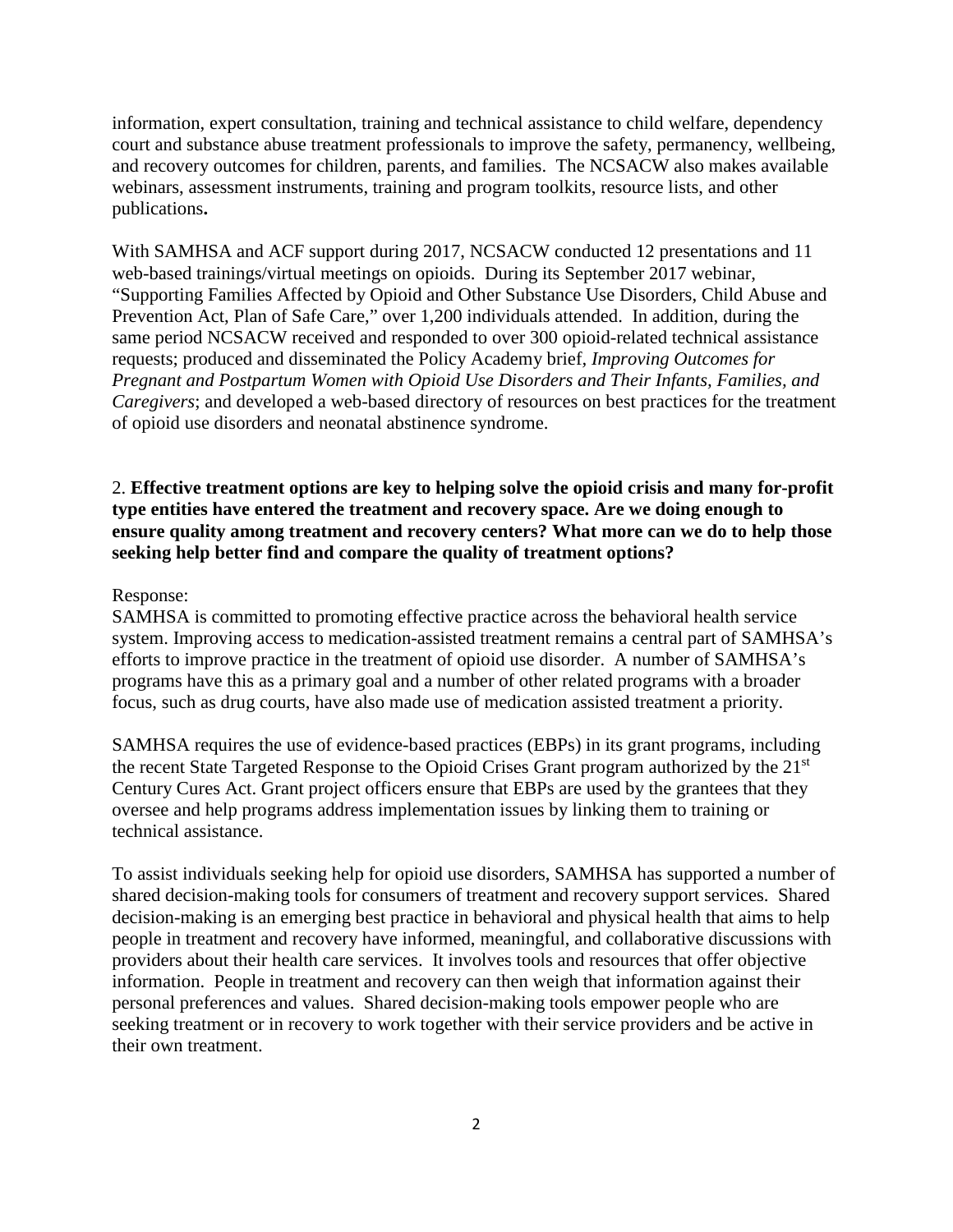information, expert consultation, training and technical assistance to child welfare, dependency court and substance abuse treatment professionals to improve the safety, permanency, wellbeing, and recovery outcomes for children, parents, and families. The NCSACW also makes available webinars, assessment instruments, training and program toolkits, resource lists, and other publications**.**

With SAMHSA and ACF support during 2017, NCSACW conducted 12 presentations and 11 web-based trainings/virtual meetings on opioids. During its September 2017 webinar, "Supporting Families Affected by Opioid and Other Substance Use Disorders, Child Abuse and Prevention Act, Plan of Safe Care," over 1,200 individuals attended. In addition, during the same period NCSACW received and responded to over 300 opioid-related technical assistance requests; produced and disseminated the Policy Academy brief, *Improving Outcomes for Pregnant and Postpartum Women with Opioid Use Disorders and Their Infants, Families, and Caregivers*; and developed a web-based directory of resources on best practices for the treatment of opioid use disorders and neonatal abstinence syndrome.

2. **Effective treatment options are key to helping solve the opioid crisis and many for-profit type entities have entered the treatment and recovery space. Are we doing enough to ensure quality among treatment and recovery centers? What more can we do to help those seeking help better find and compare the quality of treatment options?**

Response:
SAMHSA is committed to promoting effective practice across the behavioral health service system. Improving access to medication-assisted treatment remains a central part of SAMHSA's efforts to improve practice in the treatment of opioid use disorder. A number of SAMHSA's programs have this as a primary goal and a number of other related programs with a broader focus, such as drug courts, have also made use of medication assisted treatment a priority.

SAMHSA requires the use of evidence-based practices (EBPs) in its grant programs, including the recent State Targeted Response to the Opioid Crises Grant program authorized by the 21st Century Cures Act. Grant project officers ensure that EBPs are used by the grantees that they oversee and help programs address implementation issues by linking them to training or technical assistance.

To assist individuals seeking help for opioid use disorders, SAMHSA has supported a number of shared decision-making tools for consumers of treatment and recovery support services. Shared decision-making is an emerging best practice in behavioral and physical health that aims to help people in treatment and recovery have informed, meaningful, and collaborative discussions with providers about their health care services. It involves tools and resources that offer objective information. People in treatment and recovery can then weigh that information against their personal preferences and values. Shared decision-making tools empower people who are seeking treatment or in recovery to work together with their service providers and be active in their own treatment.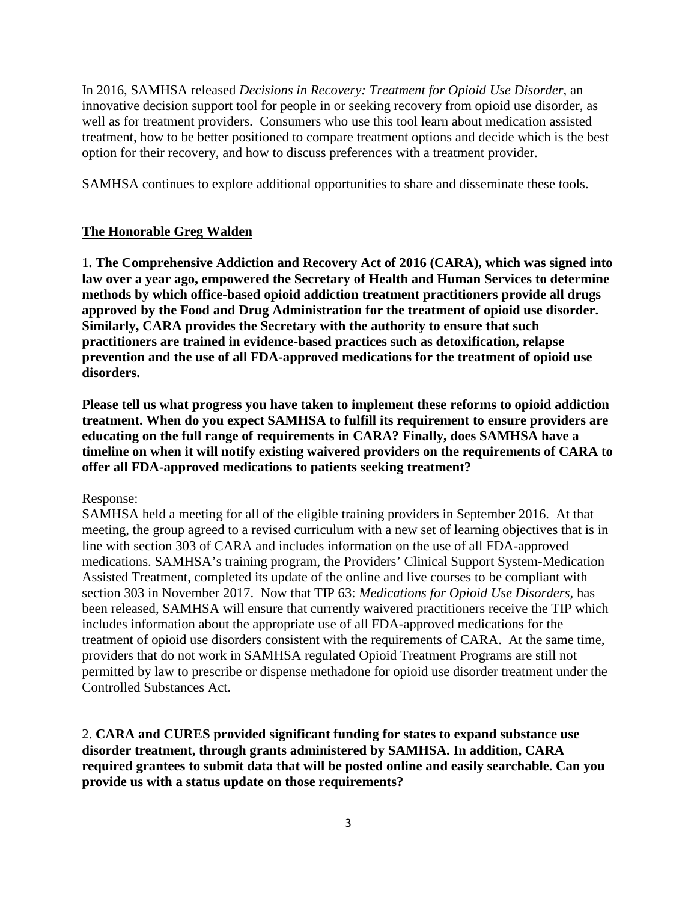In 2016, SAMHSA released *Decisions in Recovery: Treatment for Opioid Use Disorder*, an innovative decision support tool for people in or seeking recovery from opioid use disorder, as well as for treatment providers. Consumers who use this tool learn about medication assisted treatment, how to be better positioned to compare treatment options and decide which is the best option for their recovery, and how to discuss preferences with a treatment provider.

SAMHSA continues to explore additional opportunities to share and disseminate these tools.

**The Honorable Greg Walden**

1**. The Comprehensive Addiction and Recovery Act of 2016 (CARA), which was signed into law over a year ago, empowered the Secretary of Health and Human Services to determine methods by which office-based opioid addiction treatment practitioners provide all drugs approved by the Food and Drug Administration for the treatment of opioid use disorder. Similarly, CARA provides the Secretary with the authority to ensure that such practitioners are trained in evidence-based practices such as detoxification, relapse prevention and the use of all FDA-approved medications for the treatment of opioid use disorders.**

**Please tell us what progress you have taken to implement these reforms to opioid addiction treatment. When do you expect SAMHSA to fulfill its requirement to ensure providers are educating on the full range of requirements in CARA? Finally, does SAMHSA have a timeline on when it will notify existing waivered providers on the requirements of CARA to offer all FDA-approved medications to patients seeking treatment?**

Response:
SAMHSA held a meeting for all of the eligible training providers in September 2016. At that meeting, the group agreed to a revised curriculum with a new set of learning objectives that is in line with section 303 of CARA and includes information on the use of all FDA-approved medications. SAMHSA's training program, the Providers' Clinical Support System-Medication Assisted Treatment, completed its update of the online and live courses to be compliant with section 303 in November 2017. Now that TIP 63: *Medications for Opioid Use Disorders*, has been released, SAMHSA will ensure that currently waivered practitioners receive the TIP which includes information about the appropriate use of all FDA-approved medications for the treatment of opioid use disorders consistent with the requirements of CARA. At the same time, providers that do not work in SAMHSA regulated Opioid Treatment Programs are still not permitted by law to prescribe or dispense methadone for opioid use disorder treatment under the Controlled Substances Act.

2. **CARA and CURES provided significant funding for states to expand substance use disorder treatment, through grants administered by SAMHSA. In addition, CARA required grantees to submit data that will be posted online and easily searchable. Can you provide us with a status update on those requirements?**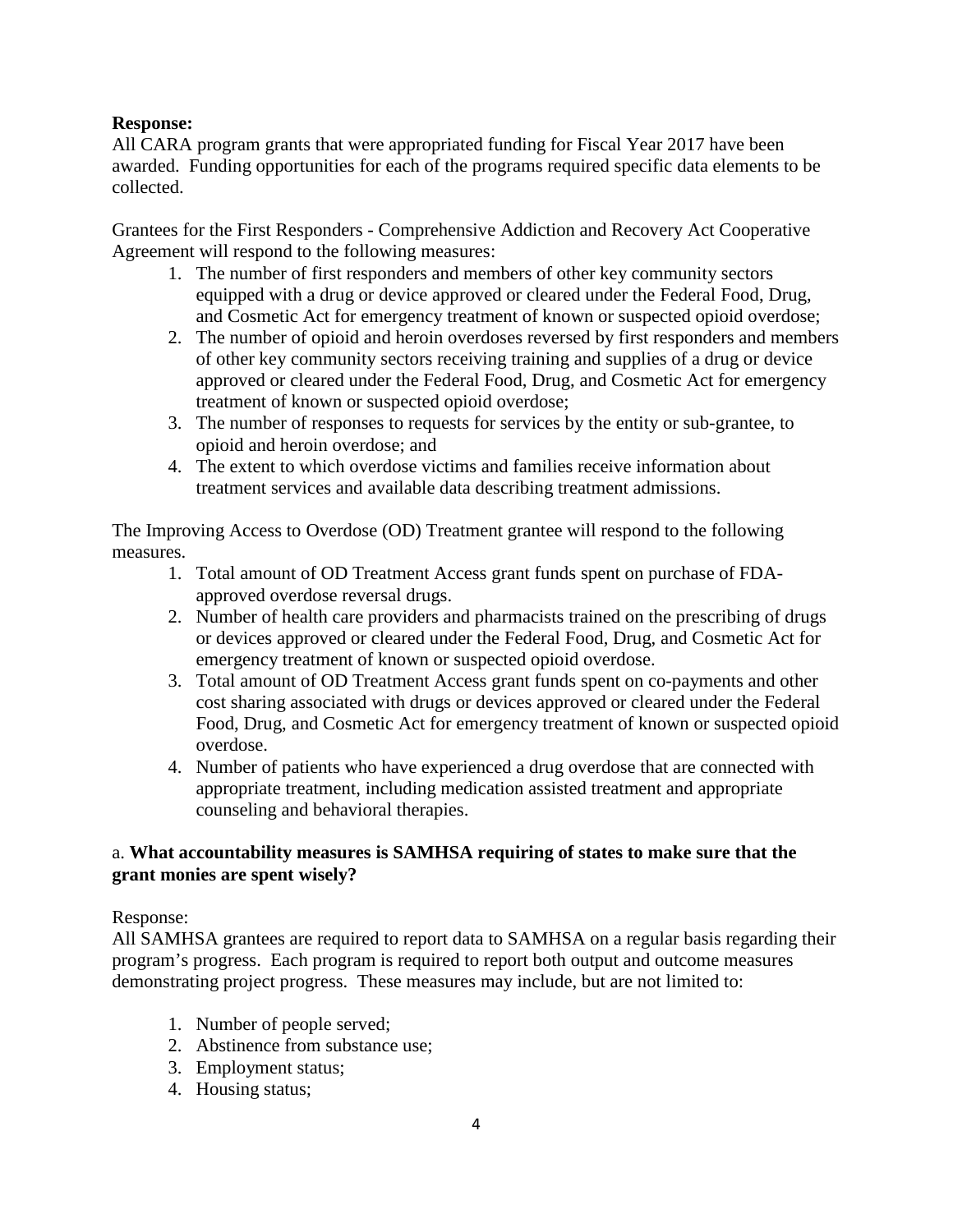**Response:**

All CARA program grants that were appropriated funding for Fiscal Year 2017 have been awarded. Funding opportunities for each of the programs required specific data elements to be collected.

Grantees for the First Responders - Comprehensive Addiction and Recovery Act Cooperative Agreement will respond to the following measures:

1. The number of first responders and members of other key community sectors equipped with a drug or device approved or cleared under the Federal Food, Drug, and Cosmetic Act for emergency treatment of known or suspected opioid overdose;
2. The number of opioid and heroin overdoses reversed by first responders and members of other key community sectors receiving training and supplies of a drug or device approved or cleared under the Federal Food, Drug, and Cosmetic Act for emergency treatment of known or suspected opioid overdose;
3. The number of responses to requests for services by the entity or sub-grantee, to opioid and heroin overdose; and
4. The extent to which overdose victims and families receive information about treatment services and available data describing treatment admissions.

The Improving Access to Overdose (OD) Treatment grantee will respond to the following measures.

1. Total amount of OD Treatment Access grant funds spent on purchase of FDA-approved overdose reversal drugs.
2. Number of health care providers and pharmacists trained on the prescribing of drugs or devices approved or cleared under the Federal Food, Drug, and Cosmetic Act for emergency treatment of known or suspected opioid overdose.
3. Total amount of OD Treatment Access grant funds spent on co-payments and other cost sharing associated with drugs or devices approved or cleared under the Federal Food, Drug, and Cosmetic Act for emergency treatment of known or suspected opioid overdose.
4. Number of patients who have experienced a drug overdose that are connected with appropriate treatment, including medication assisted treatment and appropriate counseling and behavioral therapies.

a. **What accountability measures is SAMHSA requiring of states to make sure that the grant monies are spent wisely?**

Response:

All SAMHSA grantees are required to report data to SAMHSA on a regular basis regarding their program's progress. Each program is required to report both output and outcome measures demonstrating project progress. These measures may include, but are not limited to:

1. Number of people served;
2. Abstinence from substance use;
3. Employment status;
4. Housing status;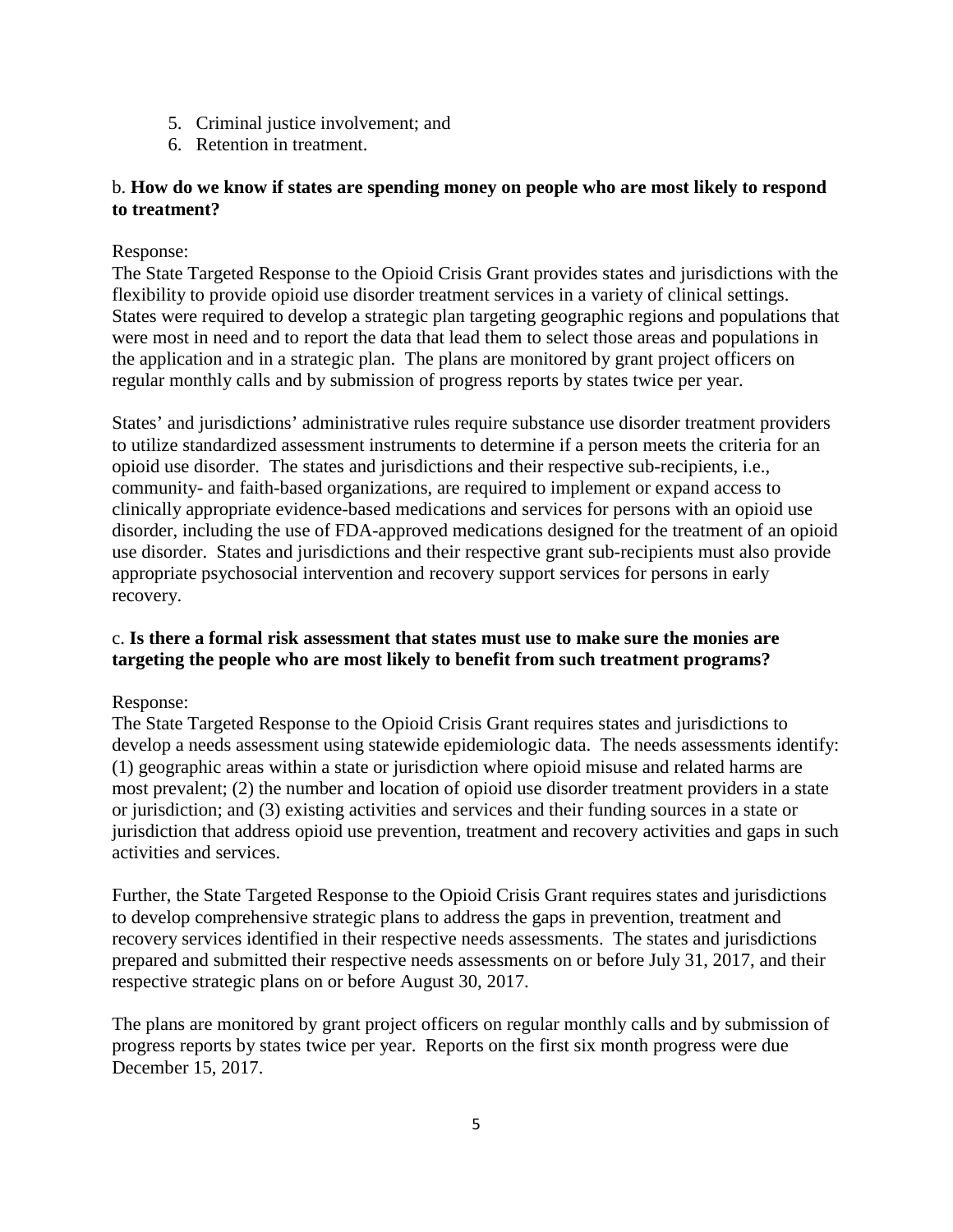5. Criminal justice involvement; and
6. Retention in treatment.

b. **How do we know if states are spending money on people who are most likely to respond to treatment?**

Response:
The State Targeted Response to the Opioid Crisis Grant provides states and jurisdictions with the flexibility to provide opioid use disorder treatment services in a variety of clinical settings. States were required to develop a strategic plan targeting geographic regions and populations that were most in need and to report the data that lead them to select those areas and populations in the application and in a strategic plan. The plans are monitored by grant project officers on regular monthly calls and by submission of progress reports by states twice per year.

States' and jurisdictions' administrative rules require substance use disorder treatment providers to utilize standardized assessment instruments to determine if a person meets the criteria for an opioid use disorder. The states and jurisdictions and their respective sub-recipients, i.e., community- and faith-based organizations, are required to implement or expand access to clinically appropriate evidence-based medications and services for persons with an opioid use disorder, including the use of FDA-approved medications designed for the treatment of an opioid use disorder. States and jurisdictions and their respective grant sub-recipients must also provide appropriate psychosocial intervention and recovery support services for persons in early recovery.

c. **Is there a formal risk assessment that states must use to make sure the monies are targeting the people who are most likely to benefit from such treatment programs?**

Response:
The State Targeted Response to the Opioid Crisis Grant requires states and jurisdictions to develop a needs assessment using statewide epidemiologic data. The needs assessments identify: (1) geographic areas within a state or jurisdiction where opioid misuse and related harms are most prevalent; (2) the number and location of opioid use disorder treatment providers in a state or jurisdiction; and (3) existing activities and services and their funding sources in a state or jurisdiction that address opioid use prevention, treatment and recovery activities and gaps in such activities and services.

Further, the State Targeted Response to the Opioid Crisis Grant requires states and jurisdictions to develop comprehensive strategic plans to address the gaps in prevention, treatment and recovery services identified in their respective needs assessments. The states and jurisdictions prepared and submitted their respective needs assessments on or before July 31, 2017, and their respective strategic plans on or before August 30, 2017.

The plans are monitored by grant project officers on regular monthly calls and by submission of progress reports by states twice per year. Reports on the first six month progress were due December 15, 2017.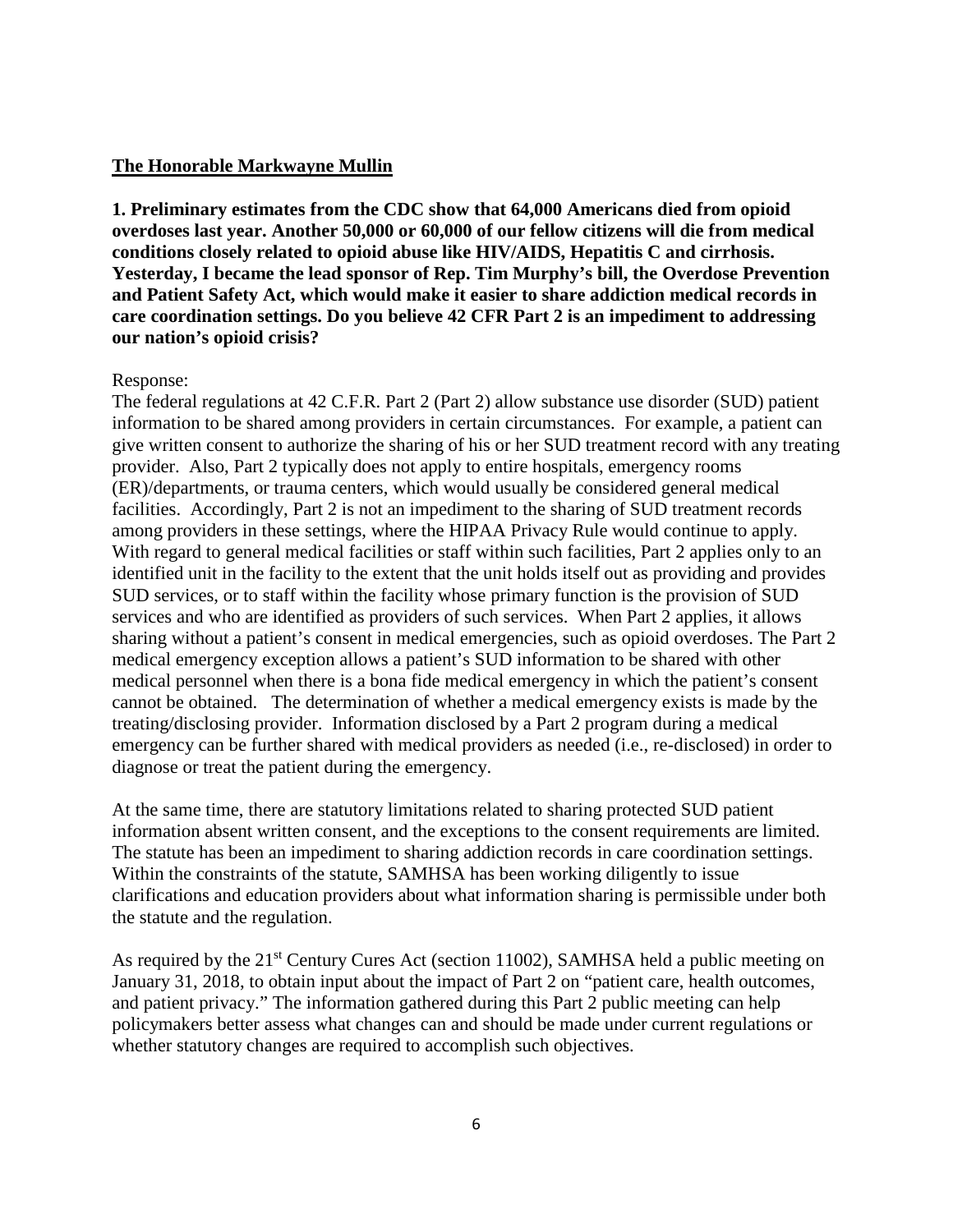**The Honorable Markwayne Mullin**

**1. Preliminary estimates from the CDC show that 64,000 Americans died from opioid overdoses last year. Another 50,000 or 60,000 of our fellow citizens will die from medical conditions closely related to opioid abuse like HIV/AIDS, Hepatitis C and cirrhosis. Yesterday, I became the lead sponsor of Rep. Tim Murphy's bill, the Overdose Prevention and Patient Safety Act, which would make it easier to share addiction medical records in care coordination settings. Do you believe 42 CFR Part 2 is an impediment to addressing our nation's opioid crisis?**

Response:

The federal regulations at 42 C.F.R. Part 2 (Part 2) allow substance use disorder (SUD) patient information to be shared among providers in certain circumstances. For example, a patient can give written consent to authorize the sharing of his or her SUD treatment record with any treating provider. Also, Part 2 typically does not apply to entire hospitals, emergency rooms (ER)/departments, or trauma centers, which would usually be considered general medical facilities. Accordingly, Part 2 is not an impediment to the sharing of SUD treatment records among providers in these settings, where the HIPAA Privacy Rule would continue to apply. With regard to general medical facilities or staff within such facilities, Part 2 applies only to an identified unit in the facility to the extent that the unit holds itself out as providing and provides SUD services, or to staff within the facility whose primary function is the provision of SUD services and who are identified as providers of such services. When Part 2 applies, it allows sharing without a patient's consent in medical emergencies, such as opioid overdoses. The Part 2 medical emergency exception allows a patient's SUD information to be shared with other medical personnel when there is a bona fide medical emergency in which the patient's consent cannot be obtained. The determination of whether a medical emergency exists is made by the treating/disclosing provider. Information disclosed by a Part 2 program during a medical emergency can be further shared with medical providers as needed (i.e., re-disclosed) in order to diagnose or treat the patient during the emergency.

At the same time, there are statutory limitations related to sharing protected SUD patient information absent written consent, and the exceptions to the consent requirements are limited. The statute has been an impediment to sharing addiction records in care coordination settings. Within the constraints of the statute, SAMHSA has been working diligently to issue clarifications and education providers about what information sharing is permissible under both the statute and the regulation.

As required by the 21st Century Cures Act (section 11002), SAMHSA held a public meeting on January 31, 2018, to obtain input about the impact of Part 2 on "patient care, health outcomes, and patient privacy." The information gathered during this Part 2 public meeting can help policymakers better assess what changes can and should be made under current regulations or whether statutory changes are required to accomplish such objectives.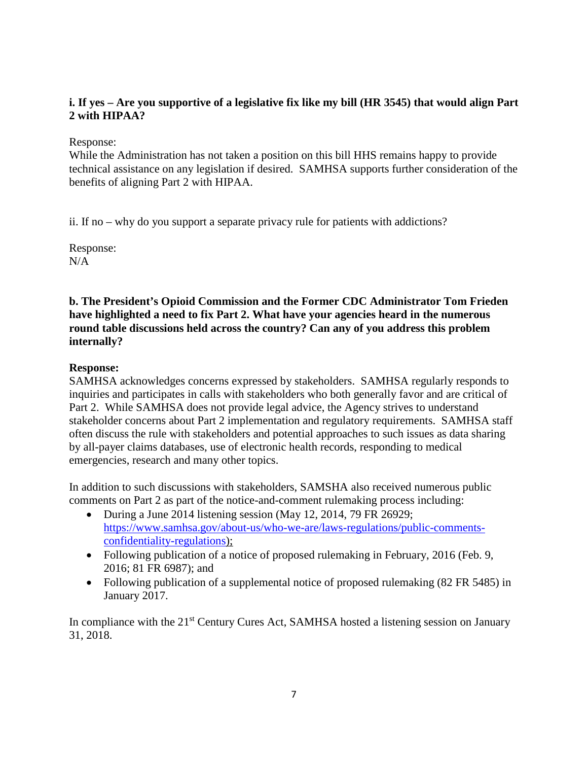**i. If yes – Are you supportive of a legislative fix like my bill (HR 3545) that would align Part 2 with HIPAA?**

Response:
While the Administration has not taken a position on this bill HHS remains happy to provide technical assistance on any legislation if desired. SAMHSA supports further consideration of the benefits of aligning Part 2 with HIPAA.

ii. If no – why do you support a separate privacy rule for patients with addictions?

Response:
N/A

**b. The President's Opioid Commission and the Former CDC Administrator Tom Frieden have highlighted a need to fix Part 2. What have your agencies heard in the numerous round table discussions held across the country? Can any of you address this problem internally?**

**Response:**
SAMHSA acknowledges concerns expressed by stakeholders. SAMHSA regularly responds to inquiries and participates in calls with stakeholders who both generally favor and are critical of Part 2. While SAMHSA does not provide legal advice, the Agency strives to understand stakeholder concerns about Part 2 implementation and regulatory requirements. SAMHSA staff often discuss the rule with stakeholders and potential approaches to such issues as data sharing by all-payer claims databases, use of electronic health records, responding to medical emergencies, research and many other topics.

In addition to such discussions with stakeholders, SAMSHA also received numerous public comments on Part 2 as part of the notice-and-comment rulemaking process including:

- During a June 2014 listening session (May 12, 2014, 79 FR 26929; https://www.samhsa.gov/about-us/who-we-are/laws-regulations/public-comments-confidentiality-regulations);
- Following publication of a notice of proposed rulemaking in February, 2016 (Feb. 9, 2016; 81 FR 6987); and
- Following publication of a supplemental notice of proposed rulemaking (82 FR 5485) in January 2017.

In compliance with the 21st Century Cures Act, SAMHSA hosted a listening session on January 31, 2018.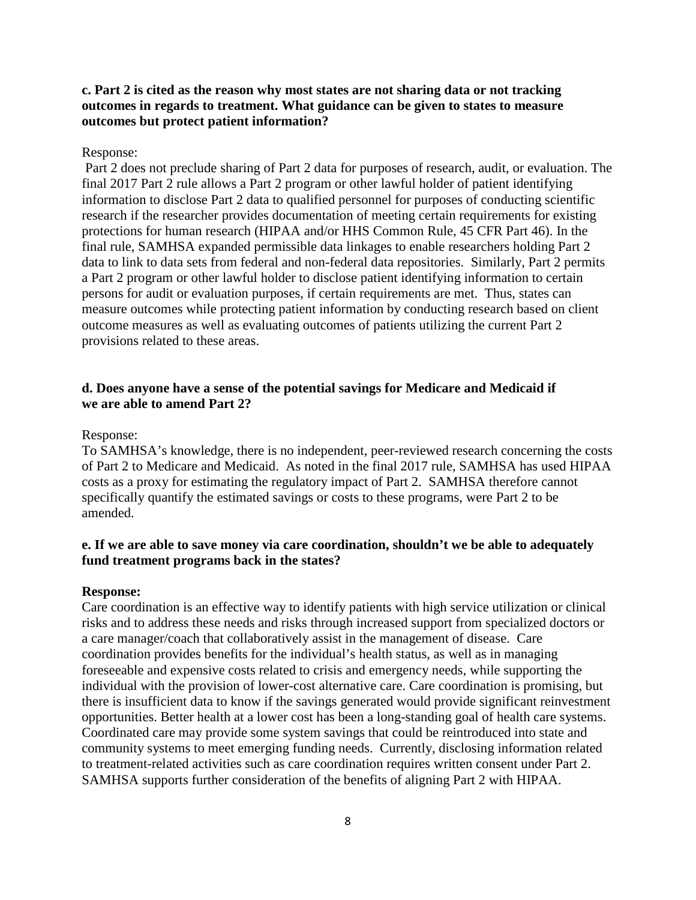**c. Part 2 is cited as the reason why most states are not sharing data or not tracking outcomes in regards to treatment. What guidance can be given to states to measure outcomes but protect patient information?**

Response:

Part 2 does not preclude sharing of Part 2 data for purposes of research, audit, or evaluation. The final 2017 Part 2 rule allows a Part 2 program or other lawful holder of patient identifying information to disclose Part 2 data to qualified personnel for purposes of conducting scientific research if the researcher provides documentation of meeting certain requirements for existing protections for human research (HIPAA and/or HHS Common Rule, 45 CFR Part 46). In the final rule, SAMHSA expanded permissible data linkages to enable researchers holding Part 2 data to link to data sets from federal and non-federal data repositories. Similarly, Part 2 permits a Part 2 program or other lawful holder to disclose patient identifying information to certain persons for audit or evaluation purposes, if certain requirements are met. Thus, states can measure outcomes while protecting patient information by conducting research based on client outcome measures as well as evaluating outcomes of patients utilizing the current Part 2 provisions related to these areas.

**d. Does anyone have a sense of the potential savings for Medicare and Medicaid if we are able to amend Part 2?**

Response:

To SAMHSA's knowledge, there is no independent, peer-reviewed research concerning the costs of Part 2 to Medicare and Medicaid. As noted in the final 2017 rule, SAMHSA has used HIPAA costs as a proxy for estimating the regulatory impact of Part 2. SAMHSA therefore cannot specifically quantify the estimated savings or costs to these programs, were Part 2 to be amended.

**e. If we are able to save money via care coordination, shouldn't we be able to adequately fund treatment programs back in the states?**

**Response:**

Care coordination is an effective way to identify patients with high service utilization or clinical risks and to address these needs and risks through increased support from specialized doctors or a care manager/coach that collaboratively assist in the management of disease. Care coordination provides benefits for the individual's health status, as well as in managing foreseeable and expensive costs related to crisis and emergency needs, while supporting the individual with the provision of lower-cost alternative care. Care coordination is promising, but there is insufficient data to know if the savings generated would provide significant reinvestment opportunities. Better health at a lower cost has been a long-standing goal of health care systems. Coordinated care may provide some system savings that could be reintroduced into state and community systems to meet emerging funding needs. Currently, disclosing information related to treatment-related activities such as care coordination requires written consent under Part 2. SAMHSA supports further consideration of the benefits of aligning Part 2 with HIPAA.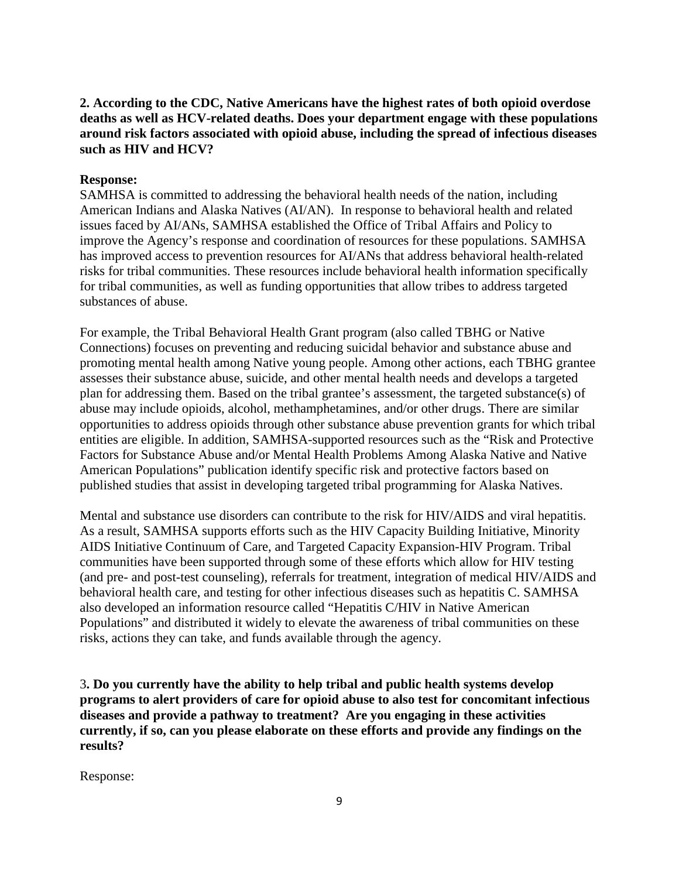**2. According to the CDC, Native Americans have the highest rates of both opioid overdose deaths as well as HCV-related deaths. Does your department engage with these populations around risk factors associated with opioid abuse, including the spread of infectious diseases such as HIV and HCV?**

**Response:**

SAMHSA is committed to addressing the behavioral health needs of the nation, including American Indians and Alaska Natives (AI/AN). In response to behavioral health and related issues faced by AI/ANs, SAMHSA established the Office of Tribal Affairs and Policy to improve the Agency's response and coordination of resources for these populations. SAMHSA has improved access to prevention resources for AI/ANs that address behavioral health-related risks for tribal communities. These resources include behavioral health information specifically for tribal communities, as well as funding opportunities that allow tribes to address targeted substances of abuse.

For example, the Tribal Behavioral Health Grant program (also called TBHG or Native Connections) focuses on preventing and reducing suicidal behavior and substance abuse and promoting mental health among Native young people. Among other actions, each TBHG grantee assesses their substance abuse, suicide, and other mental health needs and develops a targeted plan for addressing them. Based on the tribal grantee's assessment, the targeted substance(s) of abuse may include opioids, alcohol, methamphetamines, and/or other drugs. There are similar opportunities to address opioids through other substance abuse prevention grants for which tribal entities are eligible. In addition, SAMHSA-supported resources such as the "Risk and Protective Factors for Substance Abuse and/or Mental Health Problems Among Alaska Native and Native American Populations" publication identify specific risk and protective factors based on published studies that assist in developing targeted tribal programming for Alaska Natives.

Mental and substance use disorders can contribute to the risk for HIV/AIDS and viral hepatitis. As a result, SAMHSA supports efforts such as the HIV Capacity Building Initiative, Minority AIDS Initiative Continuum of Care, and Targeted Capacity Expansion-HIV Program. Tribal communities have been supported through some of these efforts which allow for HIV testing (and pre- and post-test counseling), referrals for treatment, integration of medical HIV/AIDS and behavioral health care, and testing for other infectious diseases such as hepatitis C. SAMHSA also developed an information resource called "Hepatitis C/HIV in Native American Populations" and distributed it widely to elevate the awareness of tribal communities on these risks, actions they can take, and funds available through the agency.

3**. Do you currently have the ability to help tribal and public health systems develop programs to alert providers of care for opioid abuse to also test for concomitant infectious diseases and provide a pathway to treatment? Are you engaging in these activities currently, if so, can you please elaborate on these efforts and provide any findings on the results?**

Response: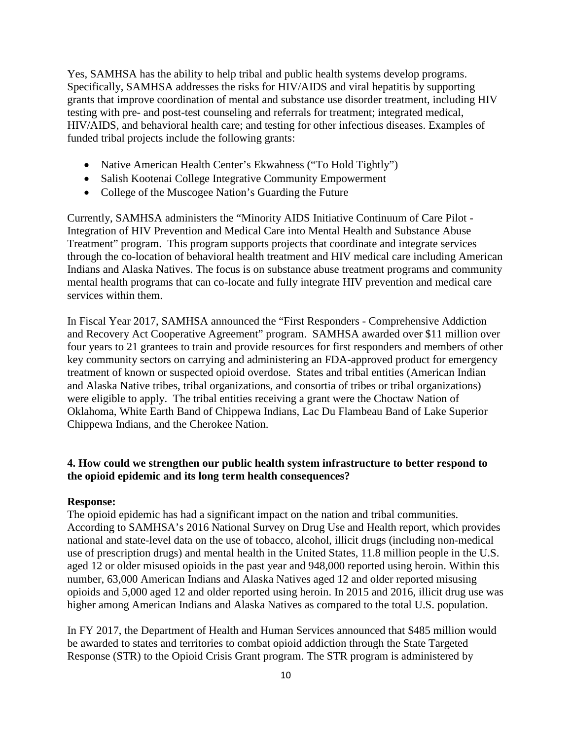Yes, SAMHSA has the ability to help tribal and public health systems develop programs. Specifically, SAMHSA addresses the risks for HIV/AIDS and viral hepatitis by supporting grants that improve coordination of mental and substance use disorder treatment, including HIV testing with pre- and post-test counseling and referrals for treatment; integrated medical, HIV/AIDS, and behavioral health care; and testing for other infectious diseases. Examples of funded tribal projects include the following grants:

- Native American Health Center's Ekwahness ("To Hold Tightly")
- Salish Kootenai College Integrative Community Empowerment
- College of the Muscogee Nation's Guarding the Future

Currently, SAMHSA administers the "Minority AIDS Initiative Continuum of Care Pilot - Integration of HIV Prevention and Medical Care into Mental Health and Substance Abuse Treatment" program. This program supports projects that coordinate and integrate services through the co-location of behavioral health treatment and HIV medical care including American Indians and Alaska Natives. The focus is on substance abuse treatment programs and community mental health programs that can co-locate and fully integrate HIV prevention and medical care services within them.

In Fiscal Year 2017, SAMHSA announced the "First Responders - Comprehensive Addiction and Recovery Act Cooperative Agreement" program. SAMHSA awarded over $11 million over four years to 21 grantees to train and provide resources for first responders and members of other key community sectors on carrying and administering an FDA-approved product for emergency treatment of known or suspected opioid overdose. States and tribal entities (American Indian and Alaska Native tribes, tribal organizations, and consortia of tribes or tribal organizations) were eligible to apply. The tribal entities receiving a grant were the Choctaw Nation of Oklahoma, White Earth Band of Chippewa Indians, Lac Du Flambeau Band of Lake Superior Chippewa Indians, and the Cherokee Nation.

**4. How could we strengthen our public health system infrastructure to better respond to the opioid epidemic and its long term health consequences?**

**Response:**
The opioid epidemic has had a significant impact on the nation and tribal communities. According to SAMHSA's 2016 National Survey on Drug Use and Health report, which provides national and state-level data on the use of tobacco, alcohol, illicit drugs (including non-medical use of prescription drugs) and mental health in the United States, 11.8 million people in the U.S. aged 12 or older misused opioids in the past year and 948,000 reported using heroin. Within this number, 63,000 American Indians and Alaska Natives aged 12 and older reported misusing opioids and 5,000 aged 12 and older reported using heroin. In 2015 and 2016, illicit drug use was higher among American Indians and Alaska Natives as compared to the total U.S. population.

In FY 2017, the Department of Health and Human Services announced that $485 million would be awarded to states and territories to combat opioid addiction through the State Targeted Response (STR) to the Opioid Crisis Grant program. The STR program is administered by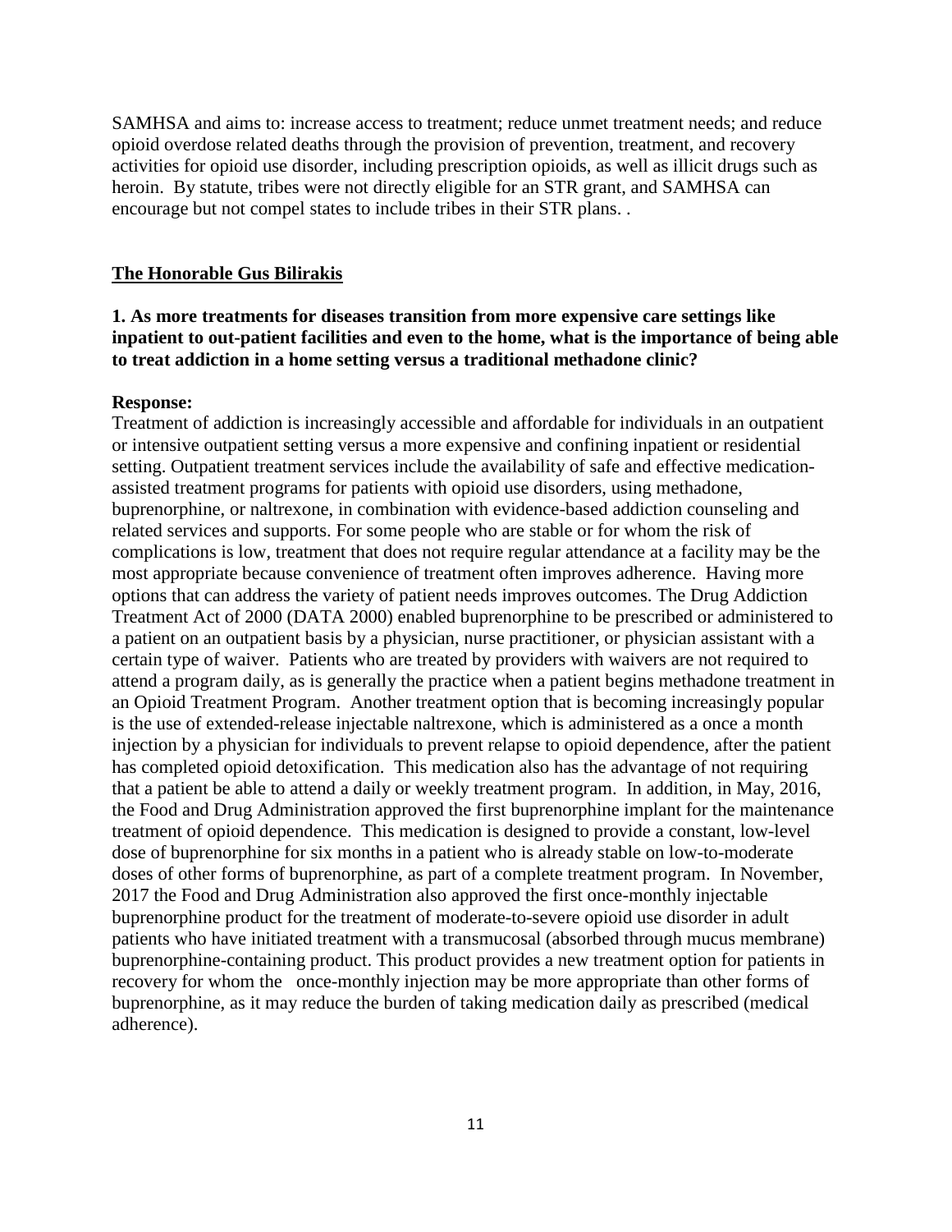SAMHSA and aims to: increase access to treatment; reduce unmet treatment needs; and reduce opioid overdose related deaths through the provision of prevention, treatment, and recovery activities for opioid use disorder, including prescription opioids, as well as illicit drugs such as heroin. By statute, tribes were not directly eligible for an STR grant, and SAMHSA can encourage but not compel states to include tribes in their STR plans. .

**The Honorable Gus Bilirakis**

**1. As more treatments for diseases transition from more expensive care settings like inpatient to out-patient facilities and even to the home, what is the importance of being able to treat addiction in a home setting versus a traditional methadone clinic?**

**Response:**

Treatment of addiction is increasingly accessible and affordable for individuals in an outpatient or intensive outpatient setting versus a more expensive and confining inpatient or residential setting. Outpatient treatment services include the availability of safe and effective medication-assisted treatment programs for patients with opioid use disorders, using methadone, buprenorphine, or naltrexone, in combination with evidence-based addiction counseling and related services and supports. For some people who are stable or for whom the risk of complications is low, treatment that does not require regular attendance at a facility may be the most appropriate because convenience of treatment often improves adherence. Having more options that can address the variety of patient needs improves outcomes. The Drug Addiction Treatment Act of 2000 (DATA 2000) enabled buprenorphine to be prescribed or administered to a patient on an outpatient basis by a physician, nurse practitioner, or physician assistant with a certain type of waiver. Patients who are treated by providers with waivers are not required to attend a program daily, as is generally the practice when a patient begins methadone treatment in an Opioid Treatment Program. Another treatment option that is becoming increasingly popular is the use of extended-release injectable naltrexone, which is administered as a once a month injection by a physician for individuals to prevent relapse to opioid dependence, after the patient has completed opioid detoxification. This medication also has the advantage of not requiring that a patient be able to attend a daily or weekly treatment program. In addition, in May, 2016, the Food and Drug Administration approved the first buprenorphine implant for the maintenance treatment of opioid dependence. This medication is designed to provide a constant, low-level dose of buprenorphine for six months in a patient who is already stable on low-to-moderate doses of other forms of buprenorphine, as part of a complete treatment program. In November, 2017 the Food and Drug Administration also approved the first once-monthly injectable buprenorphine product for the treatment of moderate-to-severe opioid use disorder in adult patients who have initiated treatment with a transmucosal (absorbed through mucus membrane) buprenorphine-containing product. This product provides a new treatment option for patients in recovery for whom the once-monthly injection may be more appropriate than other forms of buprenorphine, as it may reduce the burden of taking medication daily as prescribed (medical adherence).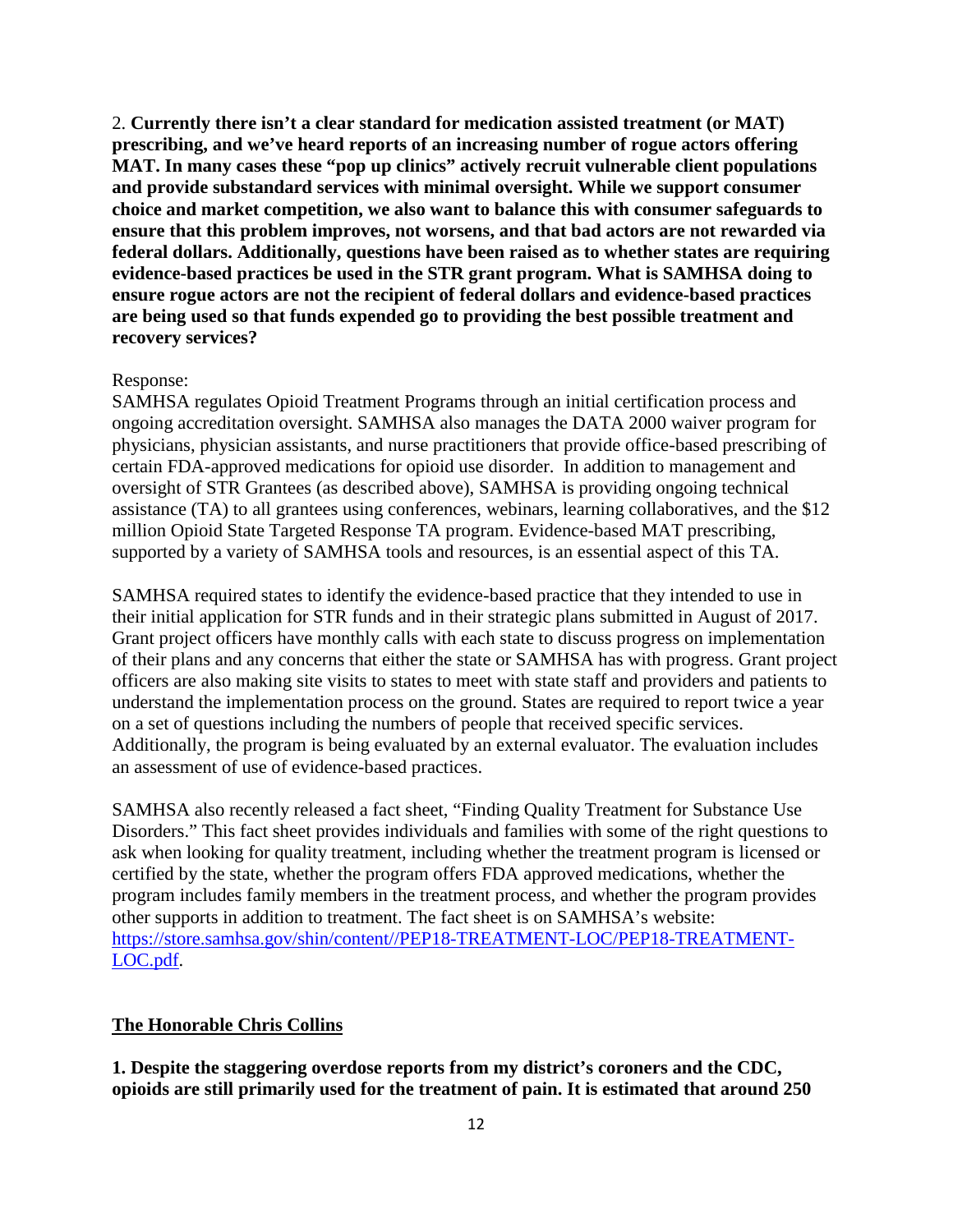2. **Currently there isn't a clear standard for medication assisted treatment (or MAT) prescribing, and we've heard reports of an increasing number of rogue actors offering MAT. In many cases these "pop up clinics" actively recruit vulnerable client populations and provide substandard services with minimal oversight. While we support consumer choice and market competition, we also want to balance this with consumer safeguards to ensure that this problem improves, not worsens, and that bad actors are not rewarded via federal dollars. Additionally, questions have been raised as to whether states are requiring evidence-based practices be used in the STR grant program. What is SAMHSA doing to ensure rogue actors are not the recipient of federal dollars and evidence-based practices are being used so that funds expended go to providing the best possible treatment and recovery services?**

Response:
SAMHSA regulates Opioid Treatment Programs through an initial certification process and ongoing accreditation oversight. SAMHSA also manages the DATA 2000 waiver program for physicians, physician assistants, and nurse practitioners that provide office-based prescribing of certain FDA-approved medications for opioid use disorder. In addition to management and oversight of STR Grantees (as described above), SAMHSA is providing ongoing technical assistance (TA) to all grantees using conferences, webinars, learning collaboratives, and the $12 million Opioid State Targeted Response TA program. Evidence-based MAT prescribing, supported by a variety of SAMHSA tools and resources, is an essential aspect of this TA.

SAMHSA required states to identify the evidence-based practice that they intended to use in their initial application for STR funds and in their strategic plans submitted in August of 2017. Grant project officers have monthly calls with each state to discuss progress on implementation of their plans and any concerns that either the state or SAMHSA has with progress. Grant project officers are also making site visits to states to meet with state staff and providers and patients to understand the implementation process on the ground. States are required to report twice a year on a set of questions including the numbers of people that received specific services. Additionally, the program is being evaluated by an external evaluator. The evaluation includes an assessment of use of evidence-based practices.

SAMHSA also recently released a fact sheet, "Finding Quality Treatment for Substance Use Disorders." This fact sheet provides individuals and families with some of the right questions to ask when looking for quality treatment, including whether the treatment program is licensed or certified by the state, whether the program offers FDA approved medications, whether the program includes family members in the treatment process, and whether the program provides other supports in addition to treatment. The fact sheet is on SAMHSA's website: [https://store.samhsa.gov/shin/content//PEP18-TREATMENT-LOC/PEP18-TREATMENT-LOC.pdf](https://store.samhsa.gov/shin/content//PEP18-TREATMENT-LOC/PEP18-TREATMENT-LOC.pdf).

**<u>The Honorable Chris Collins</u>**

1. **Despite the staggering overdose reports from my district's coroners and the CDC, opioids are still primarily used for the treatment of pain. It is estimated that around 250**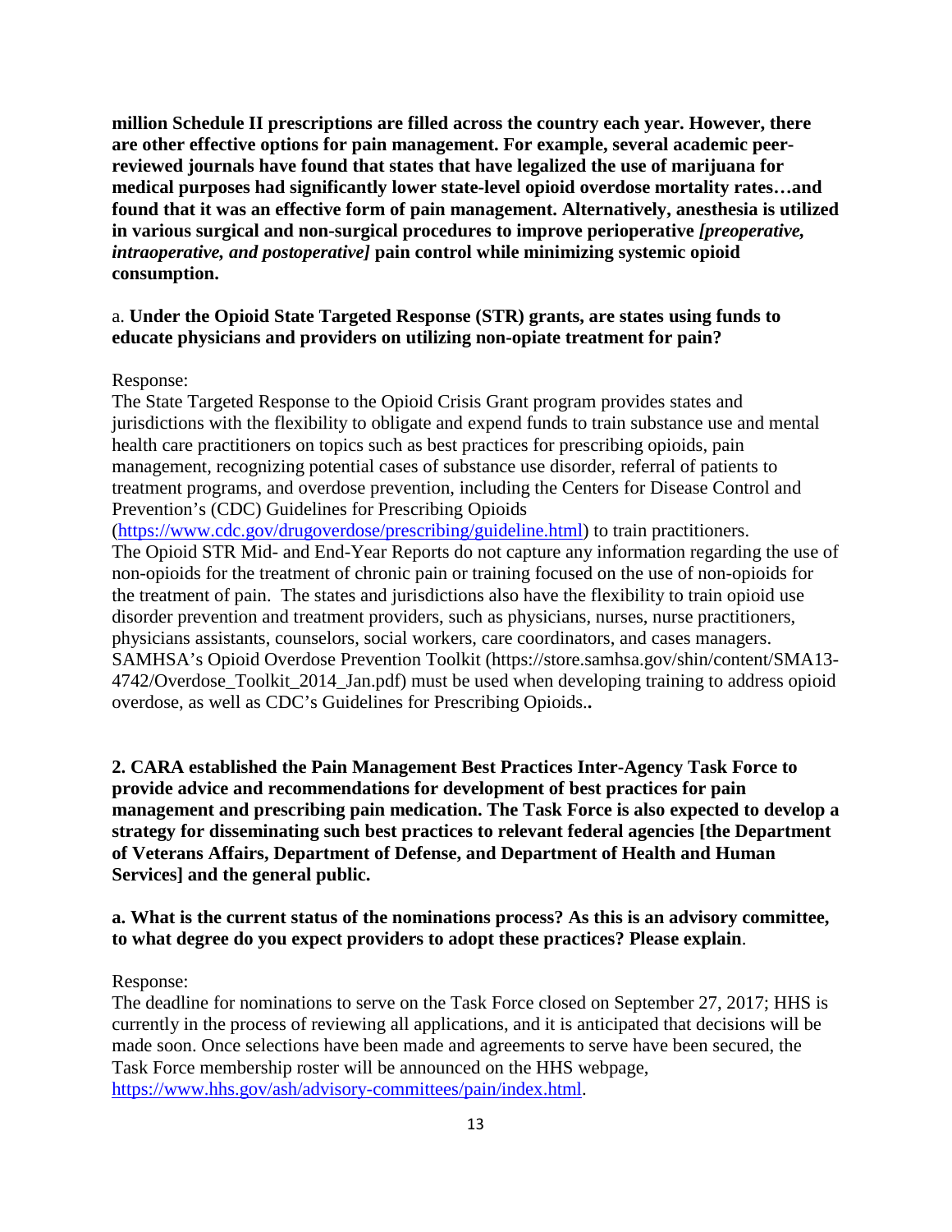**million Schedule II prescriptions are filled across the country each year. However, there are other effective options for pain management. For example, several academic peer-reviewed journals have found that states that have legalized the use of marijuana for medical purposes had significantly lower state-level opioid overdose mortality rates…and found that it was an effective form of pain management. Alternatively, anesthesia is utilized in various surgical and non-surgical procedures to improve perioperative *[preoperative, intraoperative, and postoperative]* pain control while minimizing systemic opioid consumption.**

a. **Under the Opioid State Targeted Response (STR) grants, are states using funds to educate physicians and providers on utilizing non-opiate treatment for pain?**

Response:
The State Targeted Response to the Opioid Crisis Grant program provides states and jurisdictions with the flexibility to obligate and expend funds to train substance use and mental health care practitioners on topics such as best practices for prescribing opioids, pain management, recognizing potential cases of substance use disorder, referral of patients to treatment programs, and overdose prevention, including the Centers for Disease Control and Prevention's (CDC) Guidelines for Prescribing Opioids (https://www.cdc.gov/drugoverdose/prescribing/guideline.html) to train practitioners. The Opioid STR Mid- and End-Year Reports do not capture any information regarding the use of non-opioids for the treatment of chronic pain or training focused on the use of non-opioids for the treatment of pain. The states and jurisdictions also have the flexibility to train opioid use disorder prevention and treatment providers, such as physicians, nurses, nurse practitioners, physicians assistants, counselors, social workers, care coordinators, and cases managers. SAMHSA's Opioid Overdose Prevention Toolkit (https://store.samhsa.gov/shin/content/SMA13-4742/Overdose_Toolkit_2014_Jan.pdf) must be used when developing training to address opioid overdose, as well as CDC's Guidelines for Prescribing Opioids.**.**

**2. CARA established the Pain Management Best Practices Inter-Agency Task Force to provide advice and recommendations for development of best practices for pain management and prescribing pain medication. The Task Force is also expected to develop a strategy for disseminating such best practices to relevant federal agencies [the Department of Veterans Affairs, Department of Defense, and Department of Health and Human Services] and the general public.**

**a. What is the current status of the nominations process? As this is an advisory committee, to what degree do you expect providers to adopt these practices? Please explain**.

Response:
The deadline for nominations to serve on the Task Force closed on September 27, 2017; HHS is currently in the process of reviewing all applications, and it is anticipated that decisions will be made soon. Once selections have been made and agreements to serve have been secured, the Task Force membership roster will be announced on the HHS webpage, https://www.hhs.gov/ash/advisory-committees/pain/index.html.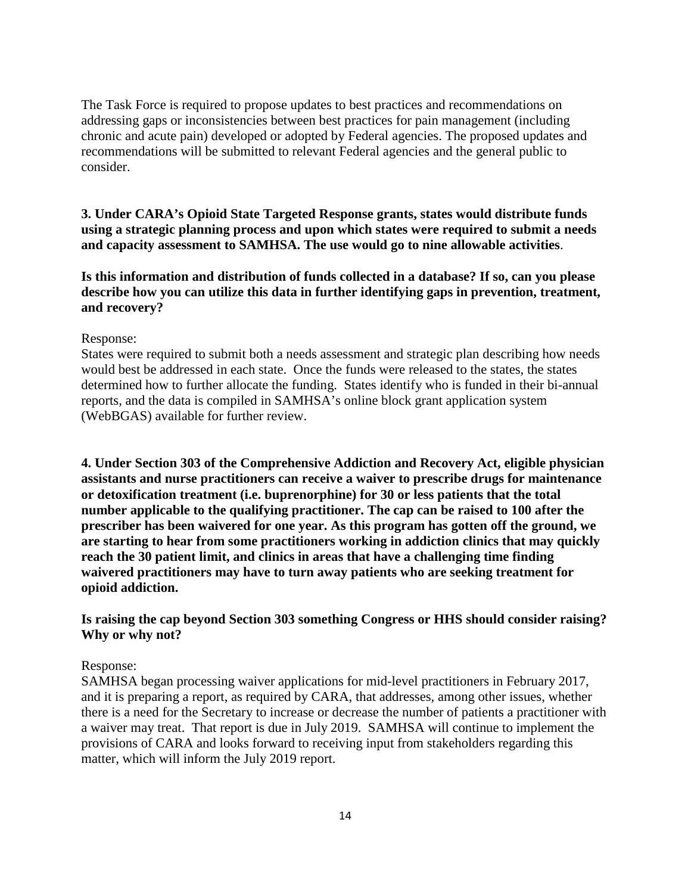The Task Force is required to propose updates to best practices and recommendations on addressing gaps or inconsistencies between best practices for pain management (including chronic and acute pain) developed or adopted by Federal agencies. The proposed updates and recommendations will be submitted to relevant Federal agencies and the general public to consider.

**3. Under CARA's Opioid State Targeted Response grants, states would distribute funds using a strategic planning process and upon which states were required to submit a needs and capacity assessment to SAMHSA. The use would go to nine allowable activities**.

**Is this information and distribution of funds collected in a database? If so, can you please describe how you can utilize this data in further identifying gaps in prevention, treatment, and recovery?**

Response:
States were required to submit both a needs assessment and strategic plan describing how needs would best be addressed in each state. Once the funds were released to the states, the states determined how to further allocate the funding. States identify who is funded in their bi-annual reports, and the data is compiled in SAMHSA's online block grant application system (WebBGAS) available for further review.

**4. Under Section 303 of the Comprehensive Addiction and Recovery Act, eligible physician assistants and nurse practitioners can receive a waiver to prescribe drugs for maintenance or detoxification treatment (i.e. buprenorphine) for 30 or less patients that the total number applicable to the qualifying practitioner. The cap can be raised to 100 after the prescriber has been waivered for one year. As this program has gotten off the ground, we are starting to hear from some practitioners working in addiction clinics that may quickly reach the 30 patient limit, and clinics in areas that have a challenging time finding waivered practitioners may have to turn away patients who are seeking treatment for opioid addiction.**

**Is raising the cap beyond Section 303 something Congress or HHS should consider raising? Why or why not?**

Response:
SAMHSA began processing waiver applications for mid-level practitioners in February 2017, and it is preparing a report, as required by CARA, that addresses, among other issues, whether there is a need for the Secretary to increase or decrease the number of patients a practitioner with a waiver may treat. That report is due in July 2019. SAMHSA will continue to implement the provisions of CARA and looks forward to receiving input from stakeholders regarding this matter, which will inform the July 2019 report.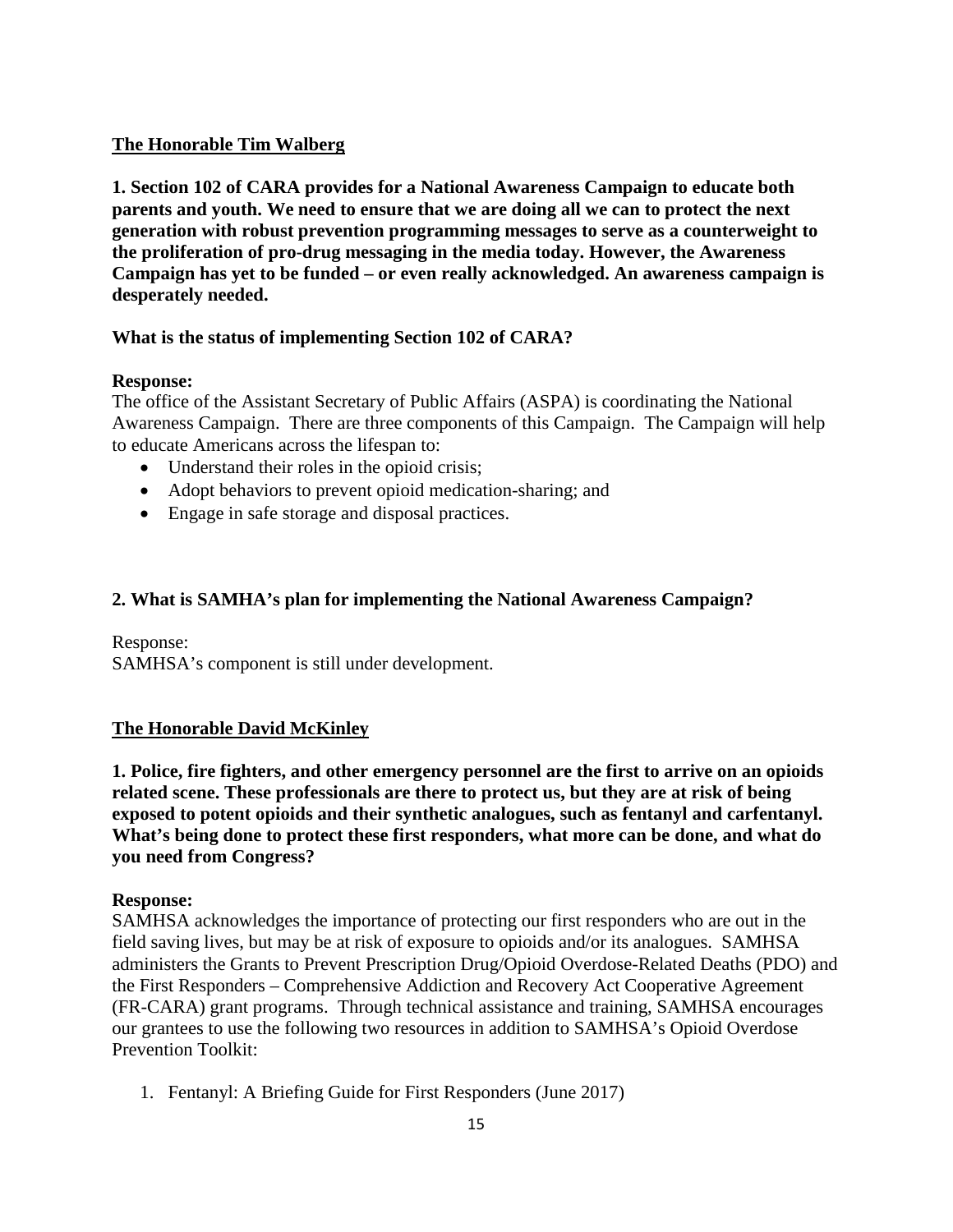**<u>The Honorable Tim Walberg</u>**

**1. Section 102 of CARA provides for a National Awareness Campaign to educate both parents and youth. We need to ensure that we are doing all we can to protect the next generation with robust prevention programming messages to serve as a counterweight to the proliferation of pro-drug messaging in the media today. However, the Awareness Campaign has yet to be funded – or even really acknowledged. An awareness campaign is desperately needed.**

**What is the status of implementing Section 102 of CARA?**

**Response:**
The office of the Assistant Secretary of Public Affairs (ASPA) is coordinating the National Awareness Campaign. There are three components of this Campaign. The Campaign will help to educate Americans across the lifespan to:

- Understand their roles in the opioid crisis;
- Adopt behaviors to prevent opioid medication-sharing; and
- Engage in safe storage and disposal practices.

**2. What is SAMHA's plan for implementing the National Awareness Campaign?**

Response:
SAMHSA's component is still under development.

**<u>The Honorable David McKinley</u>**

**1. Police, fire fighters, and other emergency personnel are the first to arrive on an opioids related scene. These professionals are there to protect us, but they are at risk of being exposed to potent opioids and their synthetic analogues, such as fentanyl and carfentanyl. What's being done to protect these first responders, what more can be done, and what do you need from Congress?**

**Response:**
SAMHSA acknowledges the importance of protecting our first responders who are out in the field saving lives, but may be at risk of exposure to opioids and/or its analogues. SAMHSA administers the Grants to Prevent Prescription Drug/Opioid Overdose-Related Deaths (PDO) and the First Responders – Comprehensive Addiction and Recovery Act Cooperative Agreement (FR-CARA) grant programs. Through technical assistance and training, SAMHSA encourages our grantees to use the following two resources in addition to SAMHSA's Opioid Overdose Prevention Toolkit:

1. Fentanyl: A Briefing Guide for First Responders (June 2017)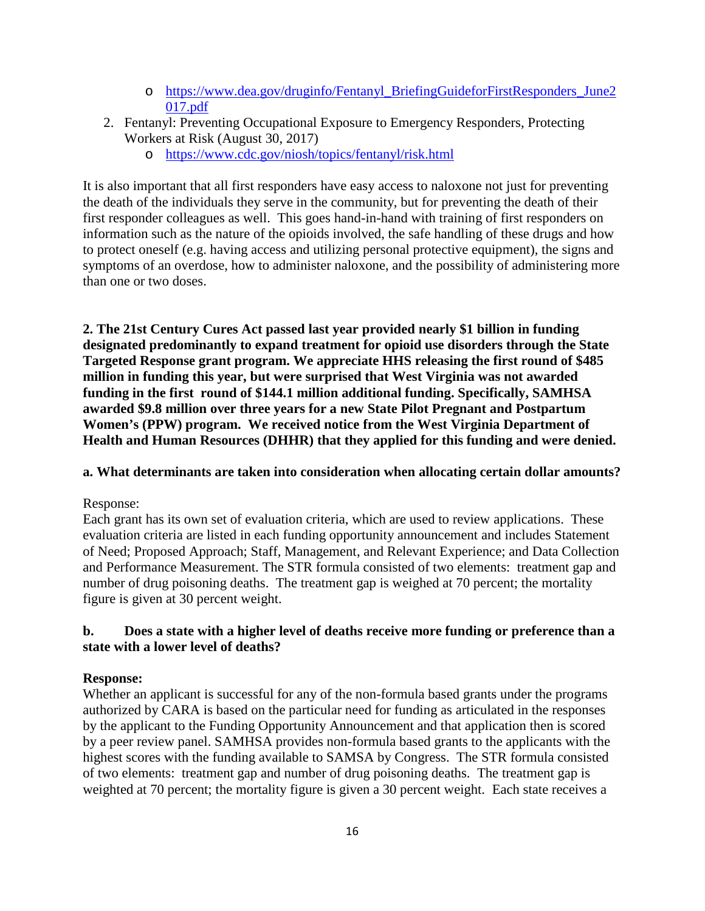- [https://www.dea.gov/druginfo/Fentanyl_BriefingGuideforFirstResponders_June2017.pdf](https://www.dea.gov/druginfo/Fentanyl_BriefingGuideforFirstResponders_June2017.pdf)

2. Fentanyl: Preventing Occupational Exposure to Emergency Responders, Protecting Workers at Risk (August 30, 2017)
   - [https://www.cdc.gov/niosh/topics/fentanyl/risk.html](https://www.cdc.gov/niosh/topics/fentanyl/risk.html)

It is also important that all first responders have easy access to naloxone not just for preventing the death of the individuals they serve in the community, but for preventing the death of their first responder colleagues as well. This goes hand-in-hand with training of first responders on information such as the nature of the opioids involved, the safe handling of these drugs and how to protect oneself (e.g. having access and utilizing personal protective equipment), the signs and symptoms of an overdose, how to administer naloxone, and the possibility of administering more than one or two doses.

**2. The 21st Century Cures Act passed last year provided nearly $1 billion in funding designated predominantly to expand treatment for opioid use disorders through the State Targeted Response grant program. We appreciate HHS releasing the first round of $485 million in funding this year, but were surprised that West Virginia was not awarded funding in the first round of $144.1 million additional funding. Specifically, SAMHSA awarded $9.8 million over three years for a new State Pilot Pregnant and Postpartum Women's (PPW) program. We received notice from the West Virginia Department of Health and Human Resources (DHHR) that they applied for this funding and were denied.**

**a. What determinants are taken into consideration when allocating certain dollar amounts?**

Response:
Each grant has its own set of evaluation criteria, which are used to review applications. These evaluation criteria are listed in each funding opportunity announcement and includes Statement of Need; Proposed Approach; Staff, Management, and Relevant Experience; and Data Collection and Performance Measurement. The STR formula consisted of two elements: treatment gap and number of drug poisoning deaths. The treatment gap is weighed at 70 percent; the mortality figure is given at 30 percent weight.

**b. Does a state with a higher level of deaths receive more funding or preference than a state with a lower level of deaths?**

**Response:**
Whether an applicant is successful for any of the non-formula based grants under the programs authorized by CARA is based on the particular need for funding as articulated in the responses by the applicant to the Funding Opportunity Announcement and that application then is scored by a peer review panel. SAMHSA provides non-formula based grants to the applicants with the highest scores with the funding available to SAMSA by Congress. The STR formula consisted of two elements: treatment gap and number of drug poisoning deaths. The treatment gap is weighted at 70 percent; the mortality figure is given a 30 percent weight. Each state receives a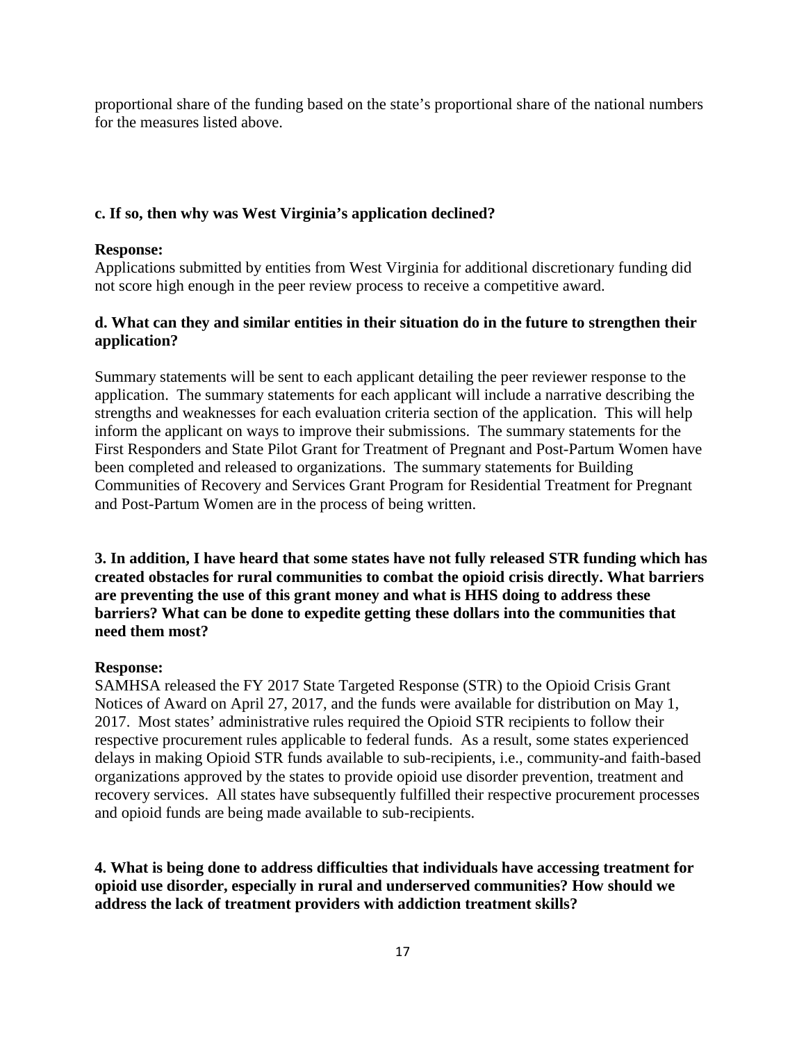proportional share of the funding based on the state's proportional share of the national numbers for the measures listed above.

**c. If so, then why was West Virginia's application declined?**

**Response:**
Applications submitted by entities from West Virginia for additional discretionary funding did not score high enough in the peer review process to receive a competitive award.

**d. What can they and similar entities in their situation do in the future to strengthen their application?**

Summary statements will be sent to each applicant detailing the peer reviewer response to the application. The summary statements for each applicant will include a narrative describing the strengths and weaknesses for each evaluation criteria section of the application. This will help inform the applicant on ways to improve their submissions. The summary statements for the First Responders and State Pilot Grant for Treatment of Pregnant and Post-Partum Women have been completed and released to organizations. The summary statements for Building Communities of Recovery and Services Grant Program for Residential Treatment for Pregnant and Post-Partum Women are in the process of being written.

**3. In addition, I have heard that some states have not fully released STR funding which has created obstacles for rural communities to combat the opioid crisis directly. What barriers are preventing the use of this grant money and what is HHS doing to address these barriers? What can be done to expedite getting these dollars into the communities that need them most?**

**Response:**
SAMHSA released the FY 2017 State Targeted Response (STR) to the Opioid Crisis Grant Notices of Award on April 27, 2017, and the funds were available for distribution on May 1, 2017. Most states' administrative rules required the Opioid STR recipients to follow their respective procurement rules applicable to federal funds. As a result, some states experienced delays in making Opioid STR funds available to sub-recipients, i.e., community-and faith-based organizations approved by the states to provide opioid use disorder prevention, treatment and recovery services. All states have subsequently fulfilled their respective procurement processes and opioid funds are being made available to sub-recipients.

**4. What is being done to address difficulties that individuals have accessing treatment for opioid use disorder, especially in rural and underserved communities? How should we address the lack of treatment providers with addiction treatment skills?**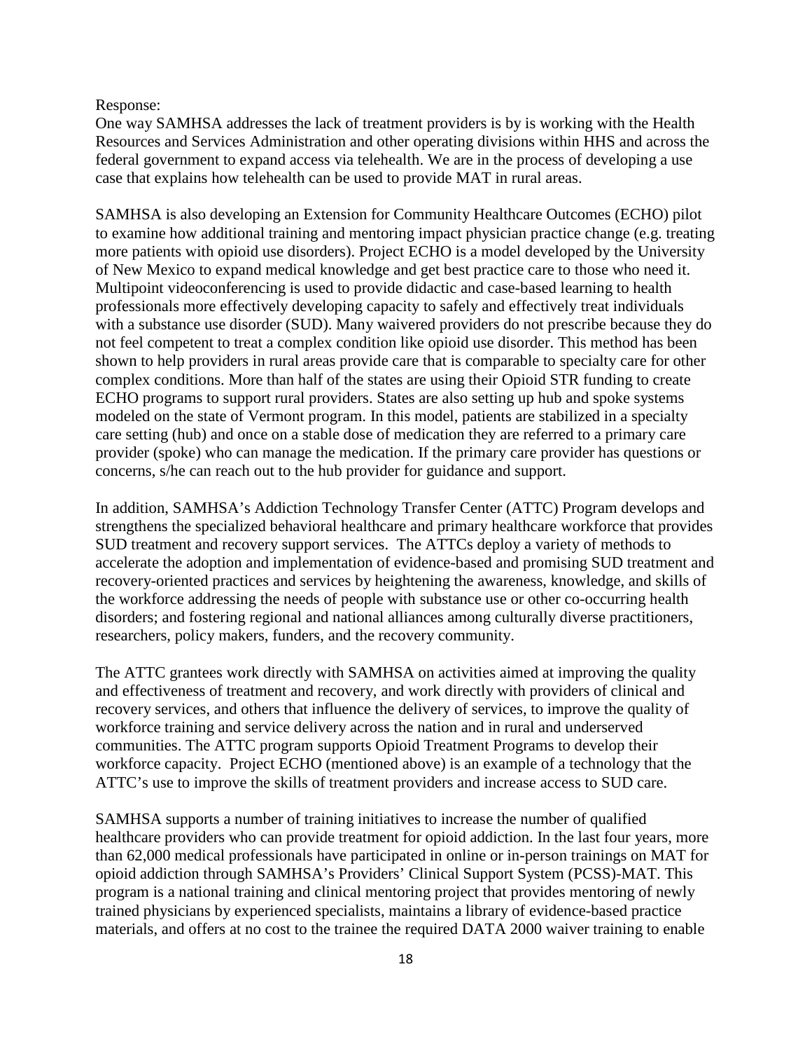Response:

One way SAMHSA addresses the lack of treatment providers is by is working with the Health Resources and Services Administration and other operating divisions within HHS and across the federal government to expand access via telehealth. We are in the process of developing a use case that explains how telehealth can be used to provide MAT in rural areas.

SAMHSA is also developing an Extension for Community Healthcare Outcomes (ECHO) pilot to examine how additional training and mentoring impact physician practice change (e.g. treating more patients with opioid use disorders). Project ECHO is a model developed by the University of New Mexico to expand medical knowledge and get best practice care to those who need it. Multipoint videoconferencing is used to provide didactic and case-based learning to health professionals more effectively developing capacity to safely and effectively treat individuals with a substance use disorder (SUD). Many waivered providers do not prescribe because they do not feel competent to treat a complex condition like opioid use disorder. This method has been shown to help providers in rural areas provide care that is comparable to specialty care for other complex conditions. More than half of the states are using their Opioid STR funding to create ECHO programs to support rural providers. States are also setting up hub and spoke systems modeled on the state of Vermont program. In this model, patients are stabilized in a specialty care setting (hub) and once on a stable dose of medication they are referred to a primary care provider (spoke) who can manage the medication. If the primary care provider has questions or concerns, s/he can reach out to the hub provider for guidance and support.

In addition, SAMHSA's Addiction Technology Transfer Center (ATTC) Program develops and strengthens the specialized behavioral healthcare and primary healthcare workforce that provides SUD treatment and recovery support services. The ATTCs deploy a variety of methods to accelerate the adoption and implementation of evidence-based and promising SUD treatment and recovery-oriented practices and services by heightening the awareness, knowledge, and skills of the workforce addressing the needs of people with substance use or other co-occurring health disorders; and fostering regional and national alliances among culturally diverse practitioners, researchers, policy makers, funders, and the recovery community.

The ATTC grantees work directly with SAMHSA on activities aimed at improving the quality and effectiveness of treatment and recovery, and work directly with providers of clinical and recovery services, and others that influence the delivery of services, to improve the quality of workforce training and service delivery across the nation and in rural and underserved communities. The ATTC program supports Opioid Treatment Programs to develop their workforce capacity. Project ECHO (mentioned above) is an example of a technology that the ATTC's use to improve the skills of treatment providers and increase access to SUD care.

SAMHSA supports a number of training initiatives to increase the number of qualified healthcare providers who can provide treatment for opioid addiction. In the last four years, more than 62,000 medical professionals have participated in online or in-person trainings on MAT for opioid addiction through SAMHSA's Providers' Clinical Support System (PCSS)-MAT. This program is a national training and clinical mentoring project that provides mentoring of newly trained physicians by experienced specialists, maintains a library of evidence-based practice materials, and offers at no cost to the trainee the required DATA 2000 waiver training to enable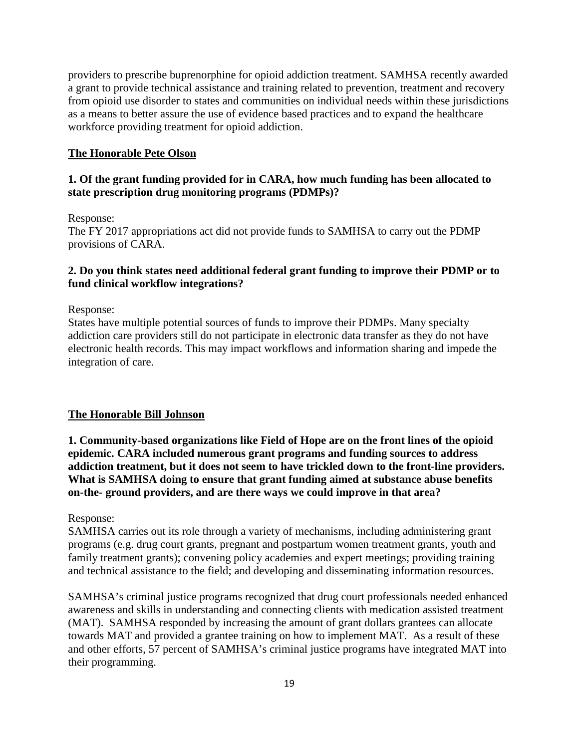providers to prescribe buprenorphine for opioid addiction treatment. SAMHSA recently awarded a grant to provide technical assistance and training related to prevention, treatment and recovery from opioid use disorder to states and communities on individual needs within these jurisdictions as a means to better assure the use of evidence based practices and to expand the healthcare workforce providing treatment for opioid addiction.

**The Honorable Pete Olson**

**1. Of the grant funding provided for in CARA, how much funding has been allocated to state prescription drug monitoring programs (PDMPs)?**

Response:
The FY 2017 appropriations act did not provide funds to SAMHSA to carry out the PDMP provisions of CARA.

**2. Do you think states need additional federal grant funding to improve their PDMP or to fund clinical workflow integrations?**

Response:
States have multiple potential sources of funds to improve their PDMPs. Many specialty addiction care providers still do not participate in electronic data transfer as they do not have electronic health records. This may impact workflows and information sharing and impede the integration of care.

**The Honorable Bill Johnson**

**1. Community-based organizations like Field of Hope are on the front lines of the opioid epidemic. CARA included numerous grant programs and funding sources to address addiction treatment, but it does not seem to have trickled down to the front-line providers. What is SAMHSA doing to ensure that grant funding aimed at substance abuse benefits on-the- ground providers, and are there ways we could improve in that area?**

Response:
SAMHSA carries out its role through a variety of mechanisms, including administering grant programs (e.g. drug court grants, pregnant and postpartum women treatment grants, youth and family treatment grants); convening policy academies and expert meetings; providing training and technical assistance to the field; and developing and disseminating information resources.

SAMHSA's criminal justice programs recognized that drug court professionals needed enhanced awareness and skills in understanding and connecting clients with medication assisted treatment (MAT). SAMHSA responded by increasing the amount of grant dollars grantees can allocate towards MAT and provided a grantee training on how to implement MAT. As a result of these and other efforts, 57 percent of SAMHSA's criminal justice programs have integrated MAT into their programming.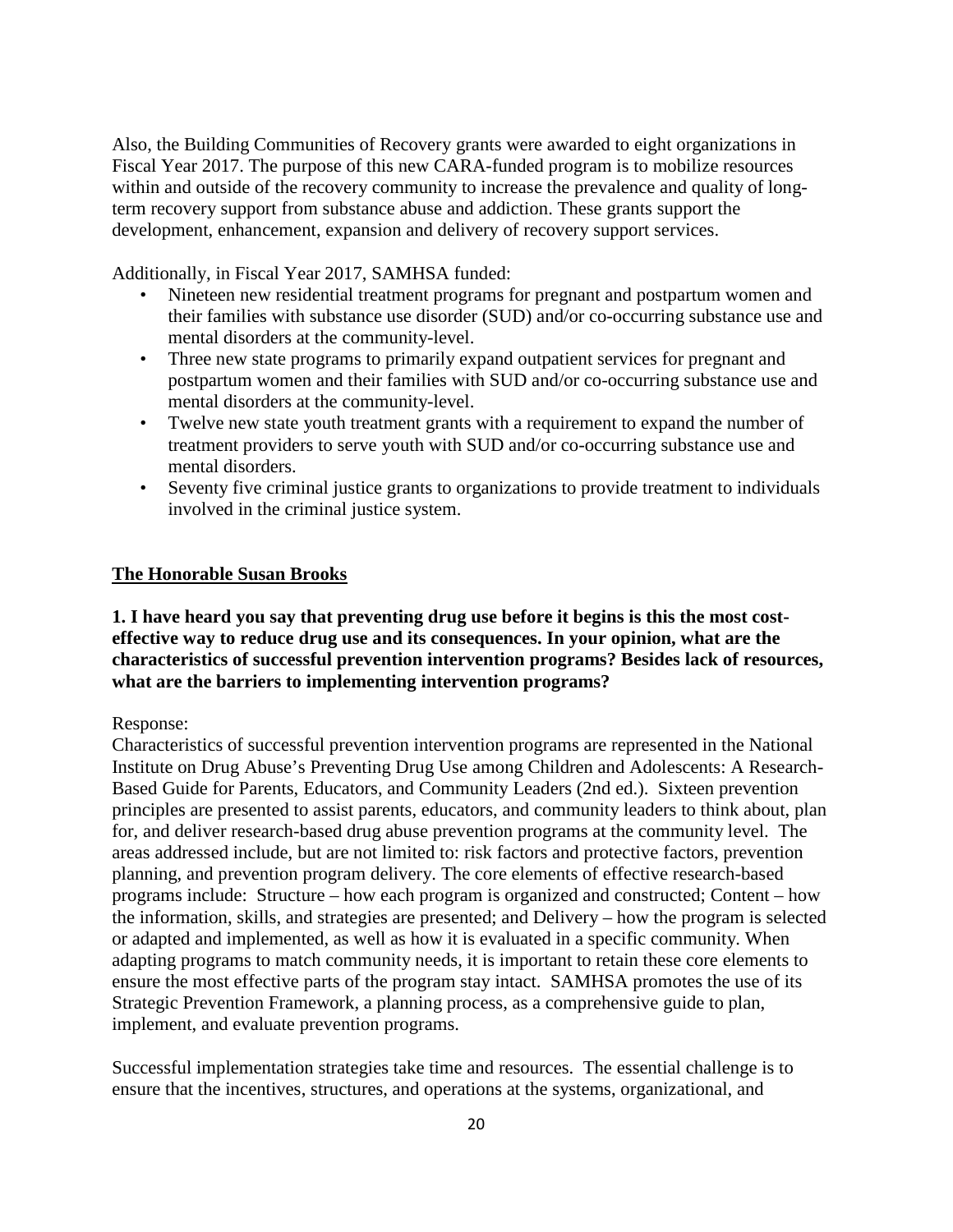Also, the Building Communities of Recovery grants were awarded to eight organizations in Fiscal Year 2017. The purpose of this new CARA-funded program is to mobilize resources within and outside of the recovery community to increase the prevalence and quality of long-term recovery support from substance abuse and addiction. These grants support the development, enhancement, expansion and delivery of recovery support services.

Additionally, in Fiscal Year 2017, SAMHSA funded:

- Nineteen new residential treatment programs for pregnant and postpartum women and their families with substance use disorder (SUD) and/or co-occurring substance use and mental disorders at the community-level.
- Three new state programs to primarily expand outpatient services for pregnant and postpartum women and their families with SUD and/or co-occurring substance use and mental disorders at the community-level.
- Twelve new state youth treatment grants with a requirement to expand the number of treatment providers to serve youth with SUD and/or co-occurring substance use and mental disorders.
- Seventy five criminal justice grants to organizations to provide treatment to individuals involved in the criminal justice system.

**The Honorable Susan Brooks**

**1. I have heard you say that preventing drug use before it begins is this the most cost-effective way to reduce drug use and its consequences. In your opinion, what are the characteristics of successful prevention intervention programs? Besides lack of resources, what are the barriers to implementing intervention programs?**

Response:

Characteristics of successful prevention intervention programs are represented in the National Institute on Drug Abuse's Preventing Drug Use among Children and Adolescents: A Research-Based Guide for Parents, Educators, and Community Leaders (2nd ed.). Sixteen prevention principles are presented to assist parents, educators, and community leaders to think about, plan for, and deliver research-based drug abuse prevention programs at the community level. The areas addressed include, but are not limited to: risk factors and protective factors, prevention planning, and prevention program delivery. The core elements of effective research-based programs include: Structure – how each program is organized and constructed; Content – how the information, skills, and strategies are presented; and Delivery – how the program is selected or adapted and implemented, as well as how it is evaluated in a specific community. When adapting programs to match community needs, it is important to retain these core elements to ensure the most effective parts of the program stay intact. SAMHSA promotes the use of its Strategic Prevention Framework, a planning process, as a comprehensive guide to plan, implement, and evaluate prevention programs.

Successful implementation strategies take time and resources. The essential challenge is to ensure that the incentives, structures, and operations at the systems, organizational, and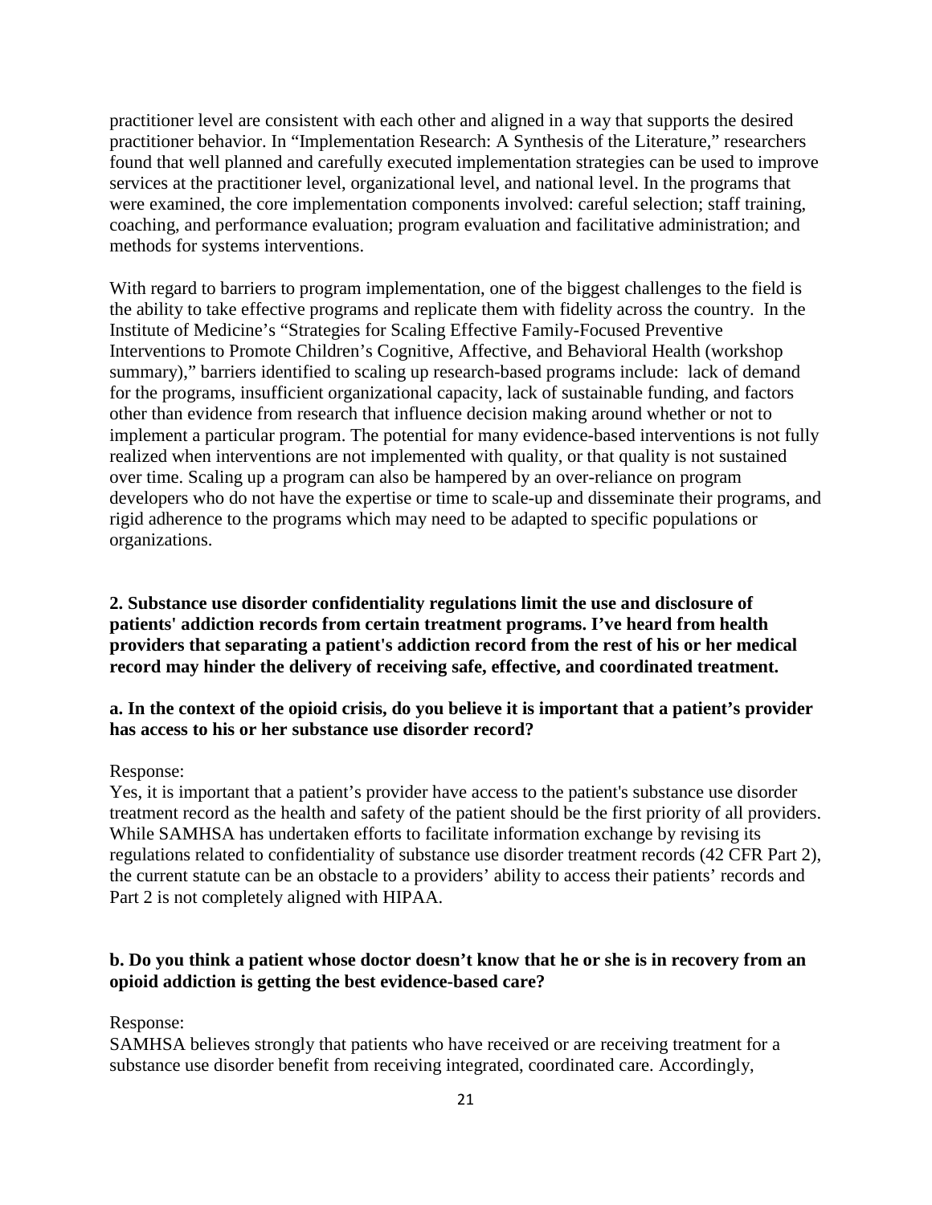practitioner level are consistent with each other and aligned in a way that supports the desired practitioner behavior. In "Implementation Research: A Synthesis of the Literature," researchers found that well planned and carefully executed implementation strategies can be used to improve services at the practitioner level, organizational level, and national level. In the programs that were examined, the core implementation components involved: careful selection; staff training, coaching, and performance evaluation; program evaluation and facilitative administration; and methods for systems interventions.

With regard to barriers to program implementation, one of the biggest challenges to the field is the ability to take effective programs and replicate them with fidelity across the country. In the Institute of Medicine's "Strategies for Scaling Effective Family-Focused Preventive Interventions to Promote Children's Cognitive, Affective, and Behavioral Health (workshop summary)," barriers identified to scaling up research-based programs include: lack of demand for the programs, insufficient organizational capacity, lack of sustainable funding, and factors other than evidence from research that influence decision making around whether or not to implement a particular program. The potential for many evidence-based interventions is not fully realized when interventions are not implemented with quality, or that quality is not sustained over time. Scaling up a program can also be hampered by an over-reliance on program developers who do not have the expertise or time to scale-up and disseminate their programs, and rigid adherence to the programs which may need to be adapted to specific populations or organizations.

**2. Substance use disorder confidentiality regulations limit the use and disclosure of patients' addiction records from certain treatment programs. I've heard from health providers that separating a patient's addiction record from the rest of his or her medical record may hinder the delivery of receiving safe, effective, and coordinated treatment.**

**a. In the context of the opioid crisis, do you believe it is important that a patient's provider has access to his or her substance use disorder record?**

Response:
Yes, it is important that a patient's provider have access to the patient's substance use disorder treatment record as the health and safety of the patient should be the first priority of all providers. While SAMHSA has undertaken efforts to facilitate information exchange by revising its regulations related to confidentiality of substance use disorder treatment records (42 CFR Part 2), the current statute can be an obstacle to a providers' ability to access their patients' records and Part 2 is not completely aligned with HIPAA.

**b. Do you think a patient whose doctor doesn't know that he or she is in recovery from an opioid addiction is getting the best evidence-based care?**

Response:
SAMHSA believes strongly that patients who have received or are receiving treatment for a substance use disorder benefit from receiving integrated, coordinated care. Accordingly,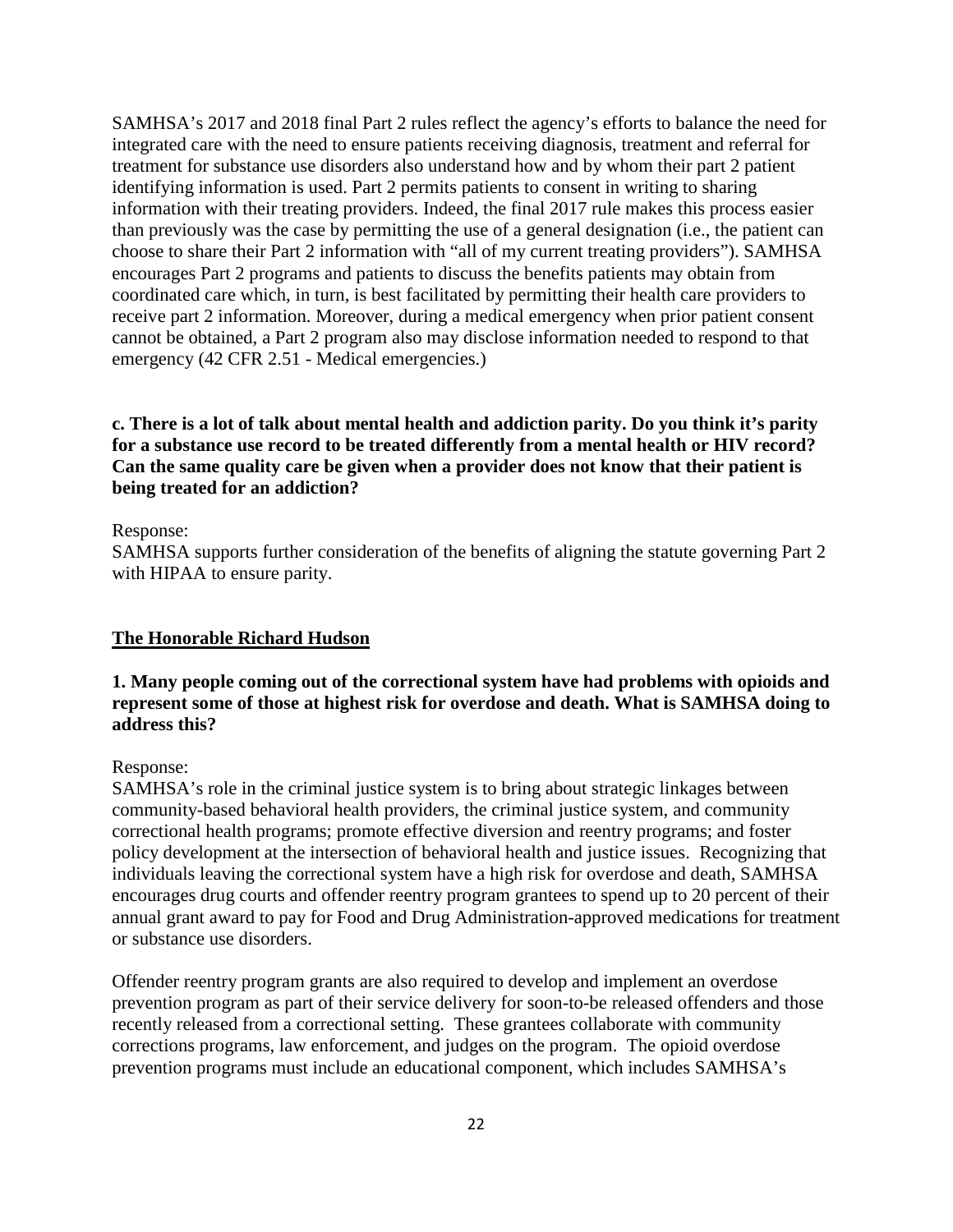SAMHSA's 2017 and 2018 final Part 2 rules reflect the agency's efforts to balance the need for integrated care with the need to ensure patients receiving diagnosis, treatment and referral for treatment for substance use disorders also understand how and by whom their part 2 patient identifying information is used. Part 2 permits patients to consent in writing to sharing information with their treating providers. Indeed, the final 2017 rule makes this process easier than previously was the case by permitting the use of a general designation (i.e., the patient can choose to share their Part 2 information with "all of my current treating providers"). SAMHSA encourages Part 2 programs and patients to discuss the benefits patients may obtain from coordinated care which, in turn, is best facilitated by permitting their health care providers to receive part 2 information. Moreover, during a medical emergency when prior patient consent cannot be obtained, a Part 2 program also may disclose information needed to respond to that emergency (42 CFR 2.51 - Medical emergencies.)

**c. There is a lot of talk about mental health and addiction parity. Do you think it's parity for a substance use record to be treated differently from a mental health or HIV record? Can the same quality care be given when a provider does not know that their patient is being treated for an addiction?**

Response:
SAMHSA supports further consideration of the benefits of aligning the statute governing Part 2 with HIPAA to ensure parity.

## The Honorable Richard Hudson

**1. Many people coming out of the correctional system have had problems with opioids and represent some of those at highest risk for overdose and death. What is SAMHSA doing to address this?**

Response:
SAMHSA's role in the criminal justice system is to bring about strategic linkages between community-based behavioral health providers, the criminal justice system, and community correctional health programs; promote effective diversion and reentry programs; and foster policy development at the intersection of behavioral health and justice issues. Recognizing that individuals leaving the correctional system have a high risk for overdose and death, SAMHSA encourages drug courts and offender reentry program grantees to spend up to 20 percent of their annual grant award to pay for Food and Drug Administration-approved medications for treatment or substance use disorders.

Offender reentry program grants are also required to develop and implement an overdose prevention program as part of their service delivery for soon-to-be released offenders and those recently released from a correctional setting. These grantees collaborate with community corrections programs, law enforcement, and judges on the program. The opioid overdose prevention programs must include an educational component, which includes SAMHSA's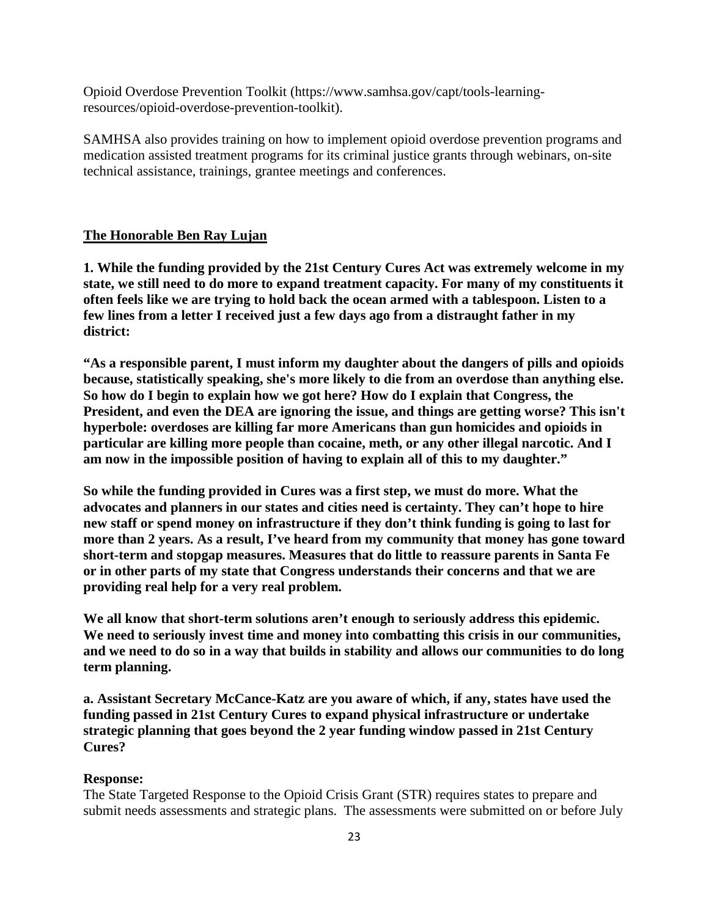Opioid Overdose Prevention Toolkit (https://www.samhsa.gov/capt/tools-learning-resources/opioid-overdose-prevention-toolkit).

SAMHSA also provides training on how to implement opioid overdose prevention programs and medication assisted treatment programs for its criminal justice grants through webinars, on-site technical assistance, trainings, grantee meetings and conferences.

## <u>The Honorable Ben Ray Lujan</u>

**1. While the funding provided by the 21st Century Cures Act was extremely welcome in my state, we still need to do more to expand treatment capacity. For many of my constituents it often feels like we are trying to hold back the ocean armed with a tablespoon. Listen to a few lines from a letter I received just a few days ago from a distraught father in my district:**

**"As a responsible parent, I must inform my daughter about the dangers of pills and opioids because, statistically speaking, she's more likely to die from an overdose than anything else. So how do I begin to explain how we got here? How do I explain that Congress, the President, and even the DEA are ignoring the issue, and things are getting worse? This isn't hyperbole: overdoses are killing far more Americans than gun homicides and opioids in particular are killing more people than cocaine, meth, or any other illegal narcotic. And I am now in the impossible position of having to explain all of this to my daughter."**

**So while the funding provided in Cures was a first step, we must do more. What the advocates and planners in our states and cities need is certainty. They can't hope to hire new staff or spend money on infrastructure if they don't think funding is going to last for more than 2 years. As a result, I've heard from my community that money has gone toward short-term and stopgap measures. Measures that do little to reassure parents in Santa Fe or in other parts of my state that Congress understands their concerns and that we are providing real help for a very real problem.**

**We all know that short-term solutions aren't enough to seriously address this epidemic. We need to seriously invest time and money into combatting this crisis in our communities, and we need to do so in a way that builds in stability and allows our communities to do long term planning.**

**a. Assistant Secretary McCance-Katz are you aware of which, if any, states have used the funding passed in 21st Century Cures to expand physical infrastructure or undertake strategic planning that goes beyond the 2 year funding window passed in 21st Century Cures?**

**Response:**
The State Targeted Response to the Opioid Crisis Grant (STR) requires states to prepare and submit needs assessments and strategic plans. The assessments were submitted on or before July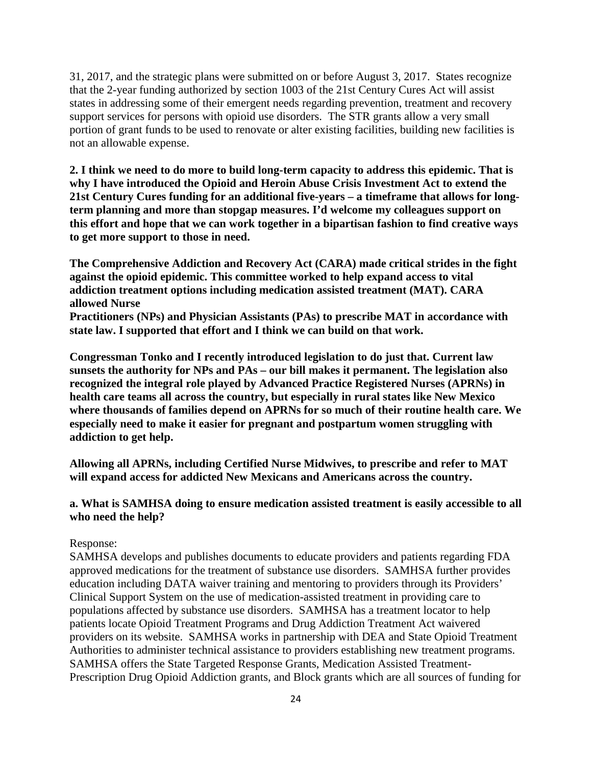31, 2017, and the strategic plans were submitted on or before August 3, 2017. States recognize that the 2-year funding authorized by section 1003 of the 21st Century Cures Act will assist states in addressing some of their emergent needs regarding prevention, treatment and recovery support services for persons with opioid use disorders. The STR grants allow a very small portion of grant funds to be used to renovate or alter existing facilities, building new facilities is not an allowable expense.

**2. I think we need to do more to build long-term capacity to address this epidemic. That is why I have introduced the Opioid and Heroin Abuse Crisis Investment Act to extend the 21st Century Cures funding for an additional five-years – a timeframe that allows for long-term planning and more than stopgap measures. I'd welcome my colleagues support on this effort and hope that we can work together in a bipartisan fashion to find creative ways to get more support to those in need.**

**The Comprehensive Addiction and Recovery Act (CARA) made critical strides in the fight against the opioid epidemic. This committee worked to help expand access to vital addiction treatment options including medication assisted treatment (MAT). CARA allowed Nurse Practitioners (NPs) and Physician Assistants (PAs) to prescribe MAT in accordance with state law. I supported that effort and I think we can build on that work.**

**Congressman Tonko and I recently introduced legislation to do just that. Current law sunsets the authority for NPs and PAs – our bill makes it permanent. The legislation also recognized the integral role played by Advanced Practice Registered Nurses (APRNs) in health care teams all across the country, but especially in rural states like New Mexico where thousands of families depend on APRNs for so much of their routine health care. We especially need to make it easier for pregnant and postpartum women struggling with addiction to get help.**

**Allowing all APRNs, including Certified Nurse Midwives, to prescribe and refer to MAT will expand access for addicted New Mexicans and Americans across the country.**

**a. What is SAMHSA doing to ensure medication assisted treatment is easily accessible to all who need the help?**

Response:
SAMHSA develops and publishes documents to educate providers and patients regarding FDA approved medications for the treatment of substance use disorders. SAMHSA further provides education including DATA waiver training and mentoring to providers through its Providers' Clinical Support System on the use of medication-assisted treatment in providing care to populations affected by substance use disorders. SAMHSA has a treatment locator to help patients locate Opioid Treatment Programs and Drug Addiction Treatment Act waivered providers on its website. SAMHSA works in partnership with DEA and State Opioid Treatment Authorities to administer technical assistance to providers establishing new treatment programs. SAMHSA offers the State Targeted Response Grants, Medication Assisted Treatment-Prescription Drug Opioid Addiction grants, and Block grants which are all sources of funding for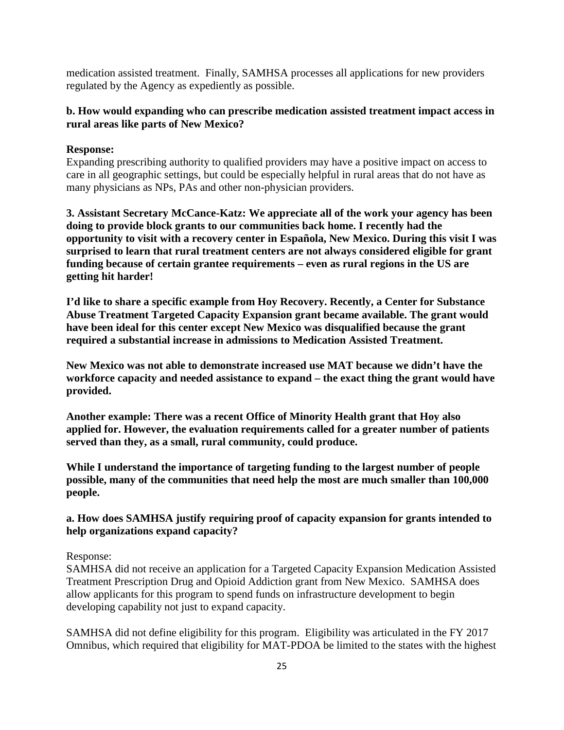medication assisted treatment. Finally, SAMHSA processes all applications for new providers regulated by the Agency as expediently as possible.

**b. How would expanding who can prescribe medication assisted treatment impact access in rural areas like parts of New Mexico?**

**Response:**
Expanding prescribing authority to qualified providers may have a positive impact on access to care in all geographic settings, but could be especially helpful in rural areas that do not have as many physicians as NPs, PAs and other non-physician providers.

**3. Assistant Secretary McCance-Katz: We appreciate all of the work your agency has been doing to provide block grants to our communities back home. I recently had the opportunity to visit with a recovery center in Española, New Mexico. During this visit I was surprised to learn that rural treatment centers are not always considered eligible for grant funding because of certain grantee requirements – even as rural regions in the US are getting hit harder!**

**I'd like to share a specific example from Hoy Recovery. Recently, a Center for Substance Abuse Treatment Targeted Capacity Expansion grant became available. The grant would have been ideal for this center except New Mexico was disqualified because the grant required a substantial increase in admissions to Medication Assisted Treatment.**

**New Mexico was not able to demonstrate increased use MAT because we didn't have the workforce capacity and needed assistance to expand – the exact thing the grant would have provided.**

**Another example: There was a recent Office of Minority Health grant that Hoy also applied for. However, the evaluation requirements called for a greater number of patients served than they, as a small, rural community, could produce.**

**While I understand the importance of targeting funding to the largest number of people possible, many of the communities that need help the most are much smaller than 100,000 people.**

**a. How does SAMHSA justify requiring proof of capacity expansion for grants intended to help organizations expand capacity?**

Response:
SAMHSA did not receive an application for a Targeted Capacity Expansion Medication Assisted Treatment Prescription Drug and Opioid Addiction grant from New Mexico. SAMHSA does allow applicants for this program to spend funds on infrastructure development to begin developing capability not just to expand capacity.

SAMHSA did not define eligibility for this program. Eligibility was articulated in the FY 2017 Omnibus, which required that eligibility for MAT-PDOA be limited to the states with the highest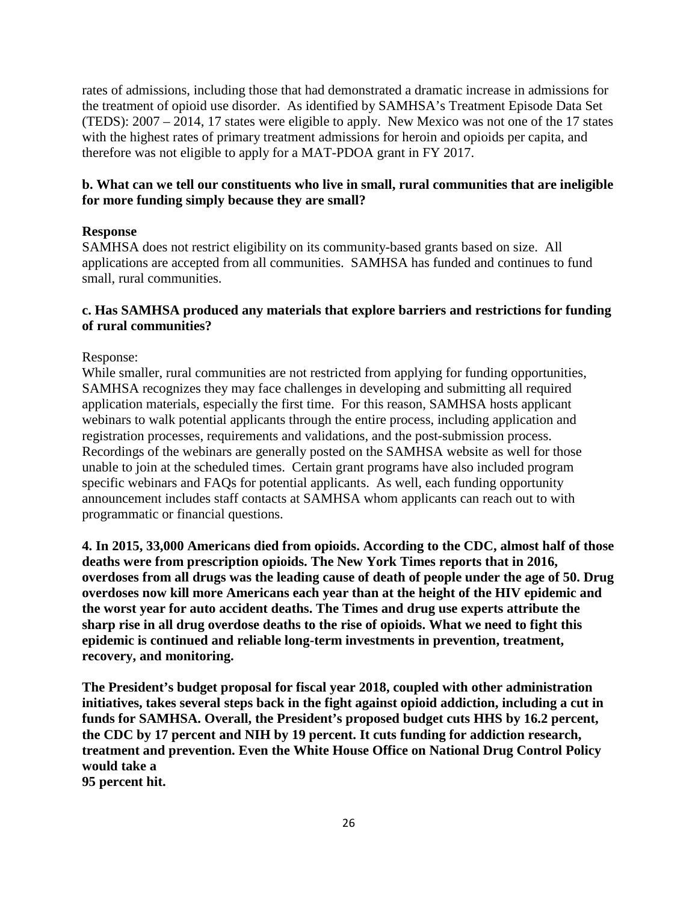rates of admissions, including those that had demonstrated a dramatic increase in admissions for the treatment of opioid use disorder. As identified by SAMHSA's Treatment Episode Data Set (TEDS): 2007 – 2014, 17 states were eligible to apply. New Mexico was not one of the 17 states with the highest rates of primary treatment admissions for heroin and opioids per capita, and therefore was not eligible to apply for a MAT-PDOA grant in FY 2017.

**b. What can we tell our constituents who live in small, rural communities that are ineligible for more funding simply because they are small?**

**Response**

SAMHSA does not restrict eligibility on its community-based grants based on size. All applications are accepted from all communities. SAMHSA has funded and continues to fund small, rural communities.

**c. Has SAMHSA produced any materials that explore barriers and restrictions for funding of rural communities?**

Response:

While smaller, rural communities are not restricted from applying for funding opportunities, SAMHSA recognizes they may face challenges in developing and submitting all required application materials, especially the first time. For this reason, SAMHSA hosts applicant webinars to walk potential applicants through the entire process, including application and registration processes, requirements and validations, and the post-submission process. Recordings of the webinars are generally posted on the SAMHSA website as well for those unable to join at the scheduled times. Certain grant programs have also included program specific webinars and FAQs for potential applicants. As well, each funding opportunity announcement includes staff contacts at SAMHSA whom applicants can reach out to with programmatic or financial questions.

**4. In 2015, 33,000 Americans died from opioids. According to the CDC, almost half of those deaths were from prescription opioids. The New York Times reports that in 2016, overdoses from all drugs was the leading cause of death of people under the age of 50. Drug overdoses now kill more Americans each year than at the height of the HIV epidemic and the worst year for auto accident deaths. The Times and drug use experts attribute the sharp rise in all drug overdose deaths to the rise of opioids. What we need to fight this epidemic is continued and reliable long-term investments in prevention, treatment, recovery, and monitoring.**

**The President's budget proposal for fiscal year 2018, coupled with other administration initiatives, takes several steps back in the fight against opioid addiction, including a cut in funds for SAMHSA. Overall, the President's proposed budget cuts HHS by 16.2 percent, the CDC by 17 percent and NIH by 19 percent. It cuts funding for addiction research, treatment and prevention. Even the White House Office on National Drug Control Policy would take a 95 percent hit.**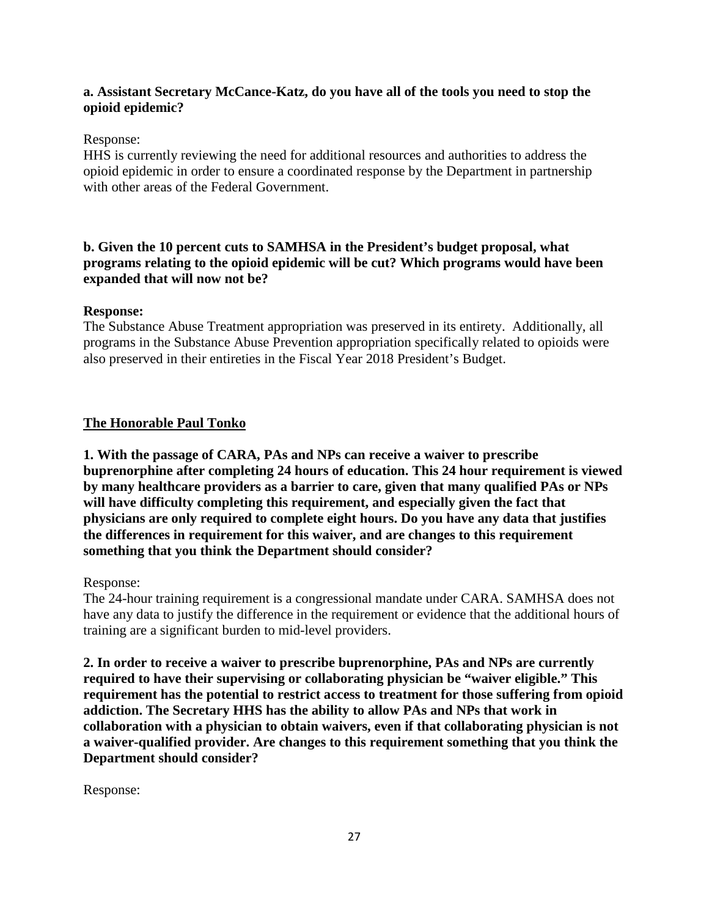**a. Assistant Secretary McCance-Katz, do you have all of the tools you need to stop the opioid epidemic?**

Response:
HHS is currently reviewing the need for additional resources and authorities to address the opioid epidemic in order to ensure a coordinated response by the Department in partnership with other areas of the Federal Government.

**b. Given the 10 percent cuts to SAMHSA in the President's budget proposal, what programs relating to the opioid epidemic will be cut? Which programs would have been expanded that will now not be?**

**Response:**
The Substance Abuse Treatment appropriation was preserved in its entirety. Additionally, all programs in the Substance Abuse Prevention appropriation specifically related to opioids were also preserved in their entireties in the Fiscal Year 2018 President's Budget.

**The Honorable Paul Tonko**

**1. With the passage of CARA, PAs and NPs can receive a waiver to prescribe buprenorphine after completing 24 hours of education. This 24 hour requirement is viewed by many healthcare providers as a barrier to care, given that many qualified PAs or NPs will have difficulty completing this requirement, and especially given the fact that physicians are only required to complete eight hours. Do you have any data that justifies the differences in requirement for this waiver, and are changes to this requirement something that you think the Department should consider?**

Response:
The 24-hour training requirement is a congressional mandate under CARA. SAMHSA does not have any data to justify the difference in the requirement or evidence that the additional hours of training are a significant burden to mid-level providers.

**2. In order to receive a waiver to prescribe buprenorphine, PAs and NPs are currently required to have their supervising or collaborating physician be "waiver eligible." This requirement has the potential to restrict access to treatment for those suffering from opioid addiction. The Secretary HHS has the ability to allow PAs and NPs that work in collaboration with a physician to obtain waivers, even if that collaborating physician is not a waiver-qualified provider. Are changes to this requirement something that you think the Department should consider?**

Response: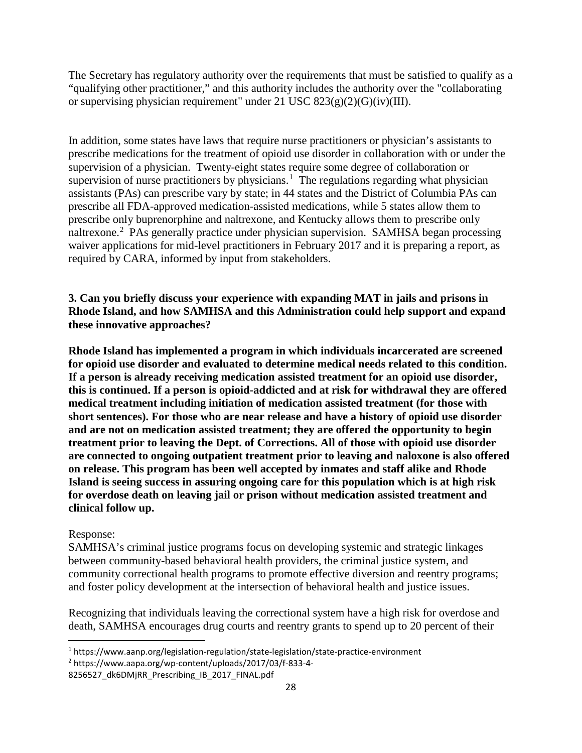The Secretary has regulatory authority over the requirements that must be satisfied to qualify as a "qualifying other practitioner," and this authority includes the authority over the "collaborating or supervising physician requirement" under 21 USC 823(g)(2)(G)(iv)(III).

In addition, some states have laws that require nurse practitioners or physician's assistants to prescribe medications for the treatment of opioid use disorder in collaboration with or under the supervision of a physician. Twenty-eight states require some degree of collaboration or supervision of nurse practitioners by physicians.[1] The regulations regarding what physician assistants (PAs) can prescribe vary by state; in 44 states and the District of Columbia PAs can prescribe all FDA-approved medication-assisted medications, while 5 states allow them to prescribe only buprenorphine and naltrexone, and Kentucky allows them to prescribe only naltrexone.[2] PAs generally practice under physician supervision. SAMHSA began processing waiver applications for mid-level practitioners in February 2017 and it is preparing a report, as required by CARA, informed by input from stakeholders.

**3. Can you briefly discuss your experience with expanding MAT in jails and prisons in Rhode Island, and how SAMHSA and this Administration could help support and expand these innovative approaches?**

**Rhode Island has implemented a program in which individuals incarcerated are screened for opioid use disorder and evaluated to determine medical needs related to this condition. If a person is already receiving medication assisted treatment for an opioid use disorder, this is continued. If a person is opioid-addicted and at risk for withdrawal they are offered medical treatment including initiation of medication assisted treatment (for those with short sentences). For those who are near release and have a history of opioid use disorder and are not on medication assisted treatment; they are offered the opportunity to begin treatment prior to leaving the Dept. of Corrections. All of those with opioid use disorder are connected to ongoing outpatient treatment prior to leaving and naloxone is also offered on release. This program has been well accepted by inmates and staff alike and Rhode Island is seeing success in assuring ongoing care for this population which is at high risk for overdose death on leaving jail or prison without medication assisted treatment and clinical follow up.**

Response:
SAMHSA's criminal justice programs focus on developing systemic and strategic linkages between community-based behavioral health providers, the criminal justice system, and community correctional health programs to promote effective diversion and reentry programs; and foster policy development at the intersection of behavioral health and justice issues.

Recognizing that individuals leaving the correctional system have a high risk for overdose and death, SAMHSA encourages drug courts and reentry grants to spend up to 20 percent of their

---

[1] https://www.aanp.org/legislation-regulation/state-legislation/state-practice-environment

[2] https://www.aapa.org/wp-content/uploads/2017/03/f-833-4-8256527_dk6DMjRR_Prescribing_IB_2017_FINAL.pdf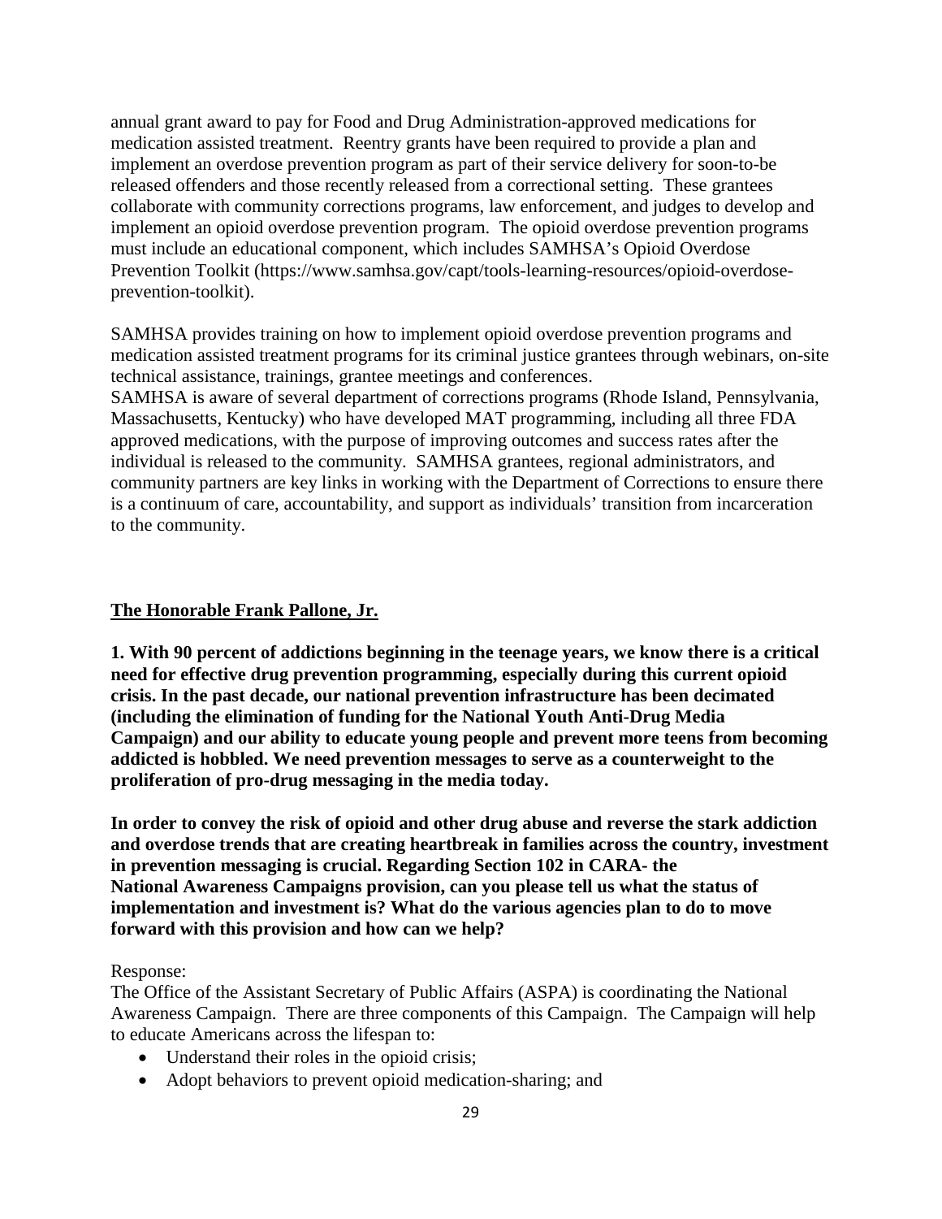annual grant award to pay for Food and Drug Administration-approved medications for medication assisted treatment. Reentry grants have been required to provide a plan and implement an overdose prevention program as part of their service delivery for soon-to-be released offenders and those recently released from a correctional setting. These grantees collaborate with community corrections programs, law enforcement, and judges to develop and implement an opioid overdose prevention program. The opioid overdose prevention programs must include an educational component, which includes SAMHSA's Opioid Overdose Prevention Toolkit (https://www.samhsa.gov/capt/tools-learning-resources/opioid-overdose-prevention-toolkit).

SAMHSA provides training on how to implement opioid overdose prevention programs and medication assisted treatment programs for its criminal justice grantees through webinars, on-site technical assistance, trainings, grantee meetings and conferences.
SAMHSA is aware of several department of corrections programs (Rhode Island, Pennsylvania, Massachusetts, Kentucky) who have developed MAT programming, including all three FDA approved medications, with the purpose of improving outcomes and success rates after the individual is released to the community. SAMHSA grantees, regional administrators, and community partners are key links in working with the Department of Corrections to ensure there is a continuum of care, accountability, and support as individuals' transition from incarceration to the community.

**<u>The Honorable Frank Pallone, Jr.</u>**

**1. With 90 percent of addictions beginning in the teenage years, we know there is a critical need for effective drug prevention programming, especially during this current opioid crisis. In the past decade, our national prevention infrastructure has been decimated (including the elimination of funding for the National Youth Anti-Drug Media Campaign) and our ability to educate young people and prevent more teens from becoming addicted is hobbled. We need prevention messages to serve as a counterweight to the proliferation of pro-drug messaging in the media today.**

**In order to convey the risk of opioid and other drug abuse and reverse the stark addiction and overdose trends that are creating heartbreak in families across the country, investment in prevention messaging is crucial. Regarding Section 102 in CARA- the National Awareness Campaigns provision, can you please tell us what the status of implementation and investment is? What do the various agencies plan to do to move forward with this provision and how can we help?**

Response:
The Office of the Assistant Secretary of Public Affairs (ASPA) is coordinating the National Awareness Campaign. There are three components of this Campaign. The Campaign will help to educate Americans across the lifespan to:

- Understand their roles in the opioid crisis;
- Adopt behaviors to prevent opioid medication-sharing; and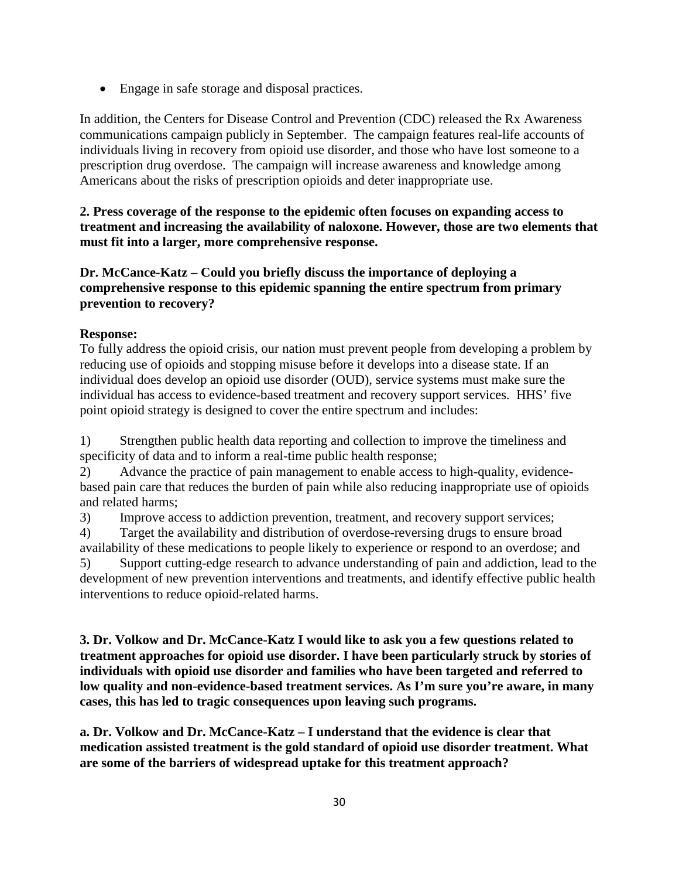- Engage in safe storage and disposal practices.

In addition, the Centers for Disease Control and Prevention (CDC) released the Rx Awareness communications campaign publicly in September. The campaign features real-life accounts of individuals living in recovery from opioid use disorder, and those who have lost someone to a prescription drug overdose. The campaign will increase awareness and knowledge among Americans about the risks of prescription opioids and deter inappropriate use.

**2. Press coverage of the response to the epidemic often focuses on expanding access to treatment and increasing the availability of naloxone. However, those are two elements that must fit into a larger, more comprehensive response.**

**Dr. McCance-Katz – Could you briefly discuss the importance of deploying a comprehensive response to this epidemic spanning the entire spectrum from primary prevention to recovery?**

**Response:**

To fully address the opioid crisis, our nation must prevent people from developing a problem by reducing use of opioids and stopping misuse before it develops into a disease state. If an individual does develop an opioid use disorder (OUD), service systems must make sure the individual has access to evidence-based treatment and recovery support services. HHS' five point opioid strategy is designed to cover the entire spectrum and includes:

1) Strengthen public health data reporting and collection to improve the timeliness and specificity of data and to inform a real-time public health response;
2) Advance the practice of pain management to enable access to high-quality, evidence-based pain care that reduces the burden of pain while also reducing inappropriate use of opioids and related harms;
3) Improve access to addiction prevention, treatment, and recovery support services;
4) Target the availability and distribution of overdose-reversing drugs to ensure broad availability of these medications to people likely to experience or respond to an overdose; and
5) Support cutting-edge research to advance understanding of pain and addiction, lead to the development of new prevention interventions and treatments, and identify effective public health interventions to reduce opioid-related harms.

**3. Dr. Volkow and Dr. McCance-Katz I would like to ask you a few questions related to treatment approaches for opioid use disorder. I have been particularly struck by stories of individuals with opioid use disorder and families who have been targeted and referred to low quality and non-evidence-based treatment services. As I'm sure you're aware, in many cases, this has led to tragic consequences upon leaving such programs.**

**a. Dr. Volkow and Dr. McCance-Katz – I understand that the evidence is clear that medication assisted treatment is the gold standard of opioid use disorder treatment. What are some of the barriers of widespread uptake for this treatment approach?**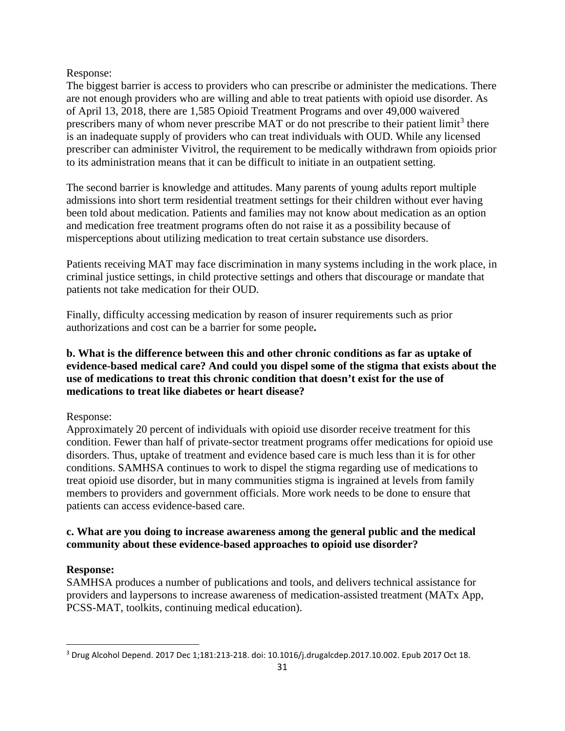Response:

The biggest barrier is access to providers who can prescribe or administer the medications. There are not enough providers who are willing and able to treat patients with opioid use disorder. As of April 13, 2018, there are 1,585 Opioid Treatment Programs and over 49,000 waivered prescribers many of whom never prescribe MAT or do not prescribe to their patient limit[3] there is an inadequate supply of providers who can treat individuals with OUD. While any licensed prescriber can administer Vivitrol, the requirement to be medically withdrawn from opioids prior to its administration means that it can be difficult to initiate in an outpatient setting.

The second barrier is knowledge and attitudes. Many parents of young adults report multiple admissions into short term residential treatment settings for their children without ever having been told about medication. Patients and families may not know about medication as an option and medication free treatment programs often do not raise it as a possibility because of misperceptions about utilizing medication to treat certain substance use disorders.

Patients receiving MAT may face discrimination in many systems including in the work place, in criminal justice settings, in child protective settings and others that discourage or mandate that patients not take medication for their OUD.

Finally, difficulty accessing medication by reason of insurer requirements such as prior authorizations and cost can be a barrier for some people**.**

**b. What is the difference between this and other chronic conditions as far as uptake of evidence-based medical care? And could you dispel some of the stigma that exists about the use of medications to treat this chronic condition that doesn't exist for the use of medications to treat like diabetes or heart disease?**

Response:

Approximately 20 percent of individuals with opioid use disorder receive treatment for this condition. Fewer than half of private-sector treatment programs offer medications for opioid use disorders. Thus, uptake of treatment and evidence based care is much less than it is for other conditions. SAMHSA continues to work to dispel the stigma regarding use of medications to treat opioid use disorder, but in many communities stigma is ingrained at levels from family members to providers and government officials. More work needs to be done to ensure that patients can access evidence-based care.

**c. What are you doing to increase awareness among the general public and the medical community about these evidence-based approaches to opioid use disorder?**

**Response:**

SAMHSA produces a number of publications and tools, and delivers technical assistance for providers and laypersons to increase awareness of medication-assisted treatment (MATx App, PCSS-MAT, toolkits, continuing medical education).

---

[3] Drug Alcohol Depend. 2017 Dec 1;181:213-218. doi: 10.1016/j.drugalcdep.2017.10.002. Epub 2017 Oct 18.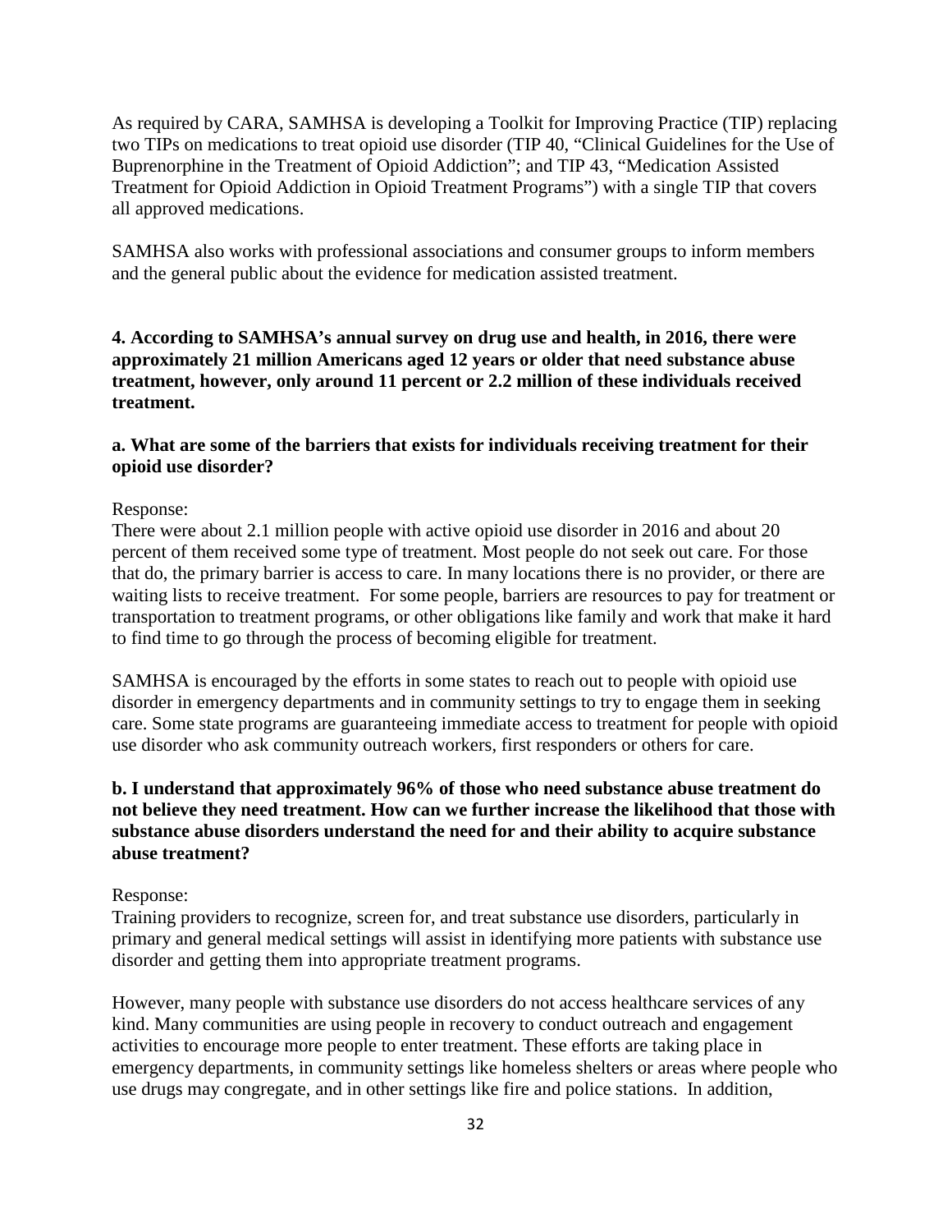As required by CARA, SAMHSA is developing a Toolkit for Improving Practice (TIP) replacing two TIPs on medications to treat opioid use disorder (TIP 40, "Clinical Guidelines for the Use of Buprenorphine in the Treatment of Opioid Addiction"; and TIP 43, "Medication Assisted Treatment for Opioid Addiction in Opioid Treatment Programs") with a single TIP that covers all approved medications.

SAMHSA also works with professional associations and consumer groups to inform members and the general public about the evidence for medication assisted treatment.

**4. According to SAMHSA's annual survey on drug use and health, in 2016, there were approximately 21 million Americans aged 12 years or older that need substance abuse treatment, however, only around 11 percent or 2.2 million of these individuals received treatment.**

**a. What are some of the barriers that exists for individuals receiving treatment for their opioid use disorder?**

Response:
There were about 2.1 million people with active opioid use disorder in 2016 and about 20 percent of them received some type of treatment. Most people do not seek out care. For those that do, the primary barrier is access to care. In many locations there is no provider, or there are waiting lists to receive treatment. For some people, barriers are resources to pay for treatment or transportation to treatment programs, or other obligations like family and work that make it hard to find time to go through the process of becoming eligible for treatment.

SAMHSA is encouraged by the efforts in some states to reach out to people with opioid use disorder in emergency departments and in community settings to try to engage them in seeking care. Some state programs are guaranteeing immediate access to treatment for people with opioid use disorder who ask community outreach workers, first responders or others for care.

**b. I understand that approximately 96% of those who need substance abuse treatment do not believe they need treatment. How can we further increase the likelihood that those with substance abuse disorders understand the need for and their ability to acquire substance abuse treatment?**

Response:
Training providers to recognize, screen for, and treat substance use disorders, particularly in primary and general medical settings will assist in identifying more patients with substance use disorder and getting them into appropriate treatment programs.

However, many people with substance use disorders do not access healthcare services of any kind. Many communities are using people in recovery to conduct outreach and engagement activities to encourage more people to enter treatment. These efforts are taking place in emergency departments, in community settings like homeless shelters or areas where people who use drugs may congregate, and in other settings like fire and police stations. In addition,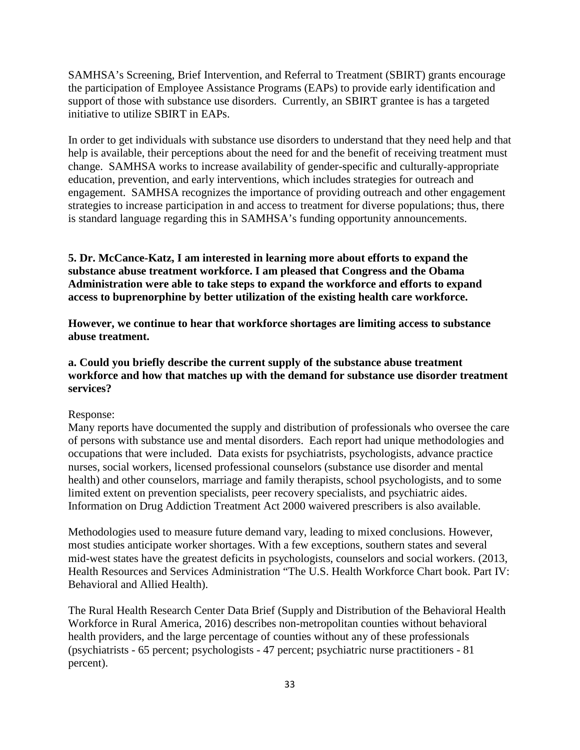SAMHSA's Screening, Brief Intervention, and Referral to Treatment (SBIRT) grants encourage the participation of Employee Assistance Programs (EAPs) to provide early identification and support of those with substance use disorders. Currently, an SBIRT grantee is has a targeted initiative to utilize SBIRT in EAPs.

In order to get individuals with substance use disorders to understand that they need help and that help is available, their perceptions about the need for and the benefit of receiving treatment must change. SAMHSA works to increase availability of gender-specific and culturally-appropriate education, prevention, and early interventions, which includes strategies for outreach and engagement. SAMHSA recognizes the importance of providing outreach and other engagement strategies to increase participation in and access to treatment for diverse populations; thus, there is standard language regarding this in SAMHSA's funding opportunity announcements.

**5. Dr. McCance-Katz, I am interested in learning more about efforts to expand the substance abuse treatment workforce. I am pleased that Congress and the Obama Administration were able to take steps to expand the workforce and efforts to expand access to buprenorphine by better utilization of the existing health care workforce.**

**However, we continue to hear that workforce shortages are limiting access to substance abuse treatment.**

**a. Could you briefly describe the current supply of the substance abuse treatment workforce and how that matches up with the demand for substance use disorder treatment services?**

Response:
Many reports have documented the supply and distribution of professionals who oversee the care of persons with substance use and mental disorders. Each report had unique methodologies and occupations that were included. Data exists for psychiatrists, psychologists, advance practice nurses, social workers, licensed professional counselors (substance use disorder and mental health) and other counselors, marriage and family therapists, school psychologists, and to some limited extent on prevention specialists, peer recovery specialists, and psychiatric aides. Information on Drug Addiction Treatment Act 2000 waivered prescribers is also available.

Methodologies used to measure future demand vary, leading to mixed conclusions. However, most studies anticipate worker shortages. With a few exceptions, southern states and several mid-west states have the greatest deficits in psychologists, counselors and social workers. (2013, Health Resources and Services Administration "The U.S. Health Workforce Chart book. Part IV: Behavioral and Allied Health).

The Rural Health Research Center Data Brief (Supply and Distribution of the Behavioral Health Workforce in Rural America, 2016) describes non-metropolitan counties without behavioral health providers, and the large percentage of counties without any of these professionals (psychiatrists - 65 percent; psychologists - 47 percent; psychiatric nurse practitioners - 81 percent).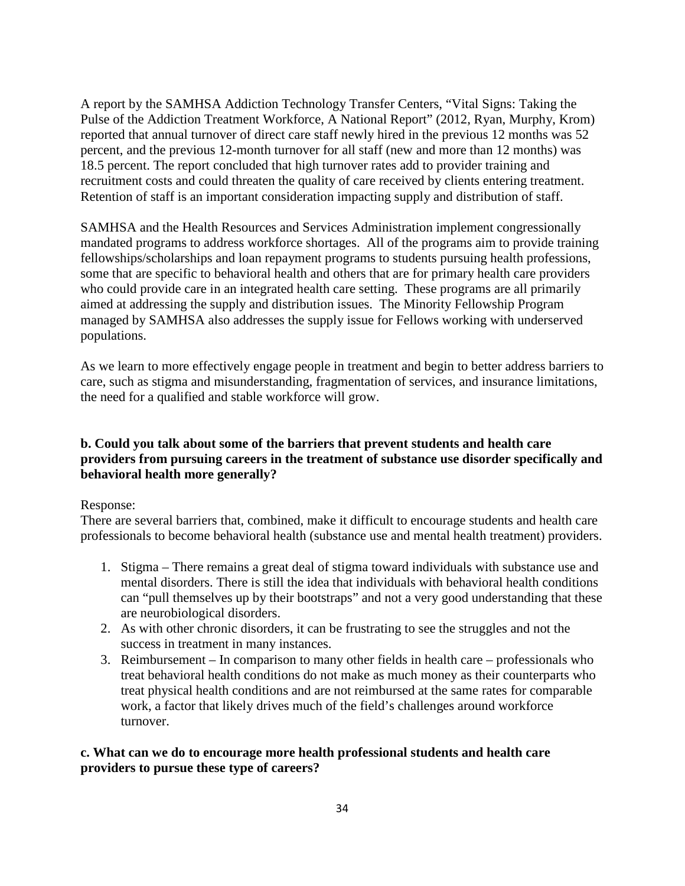A report by the SAMHSA Addiction Technology Transfer Centers, “Vital Signs: Taking the Pulse of the Addiction Treatment Workforce, A National Report” (2012, Ryan, Murphy, Krom) reported that annual turnover of direct care staff newly hired in the previous 12 months was 52 percent, and the previous 12-month turnover for all staff (new and more than 12 months) was 18.5 percent. The report concluded that high turnover rates add to provider training and recruitment costs and could threaten the quality of care received by clients entering treatment. Retention of staff is an important consideration impacting supply and distribution of staff.

SAMHSA and the Health Resources and Services Administration implement congressionally mandated programs to address workforce shortages. All of the programs aim to provide training fellowships/scholarships and loan repayment programs to students pursuing health professions, some that are specific to behavioral health and others that are for primary health care providers who could provide care in an integrated health care setting. These programs are all primarily aimed at addressing the supply and distribution issues. The Minority Fellowship Program managed by SAMHSA also addresses the supply issue for Fellows working with underserved populations.

As we learn to more effectively engage people in treatment and begin to better address barriers to care, such as stigma and misunderstanding, fragmentation of services, and insurance limitations, the need for a qualified and stable workforce will grow.

**b. Could you talk about some of the barriers that prevent students and health care providers from pursuing careers in the treatment of substance use disorder specifically and behavioral health more generally?**

Response:
There are several barriers that, combined, make it difficult to encourage students and health care professionals to become behavioral health (substance use and mental health treatment) providers.

1. Stigma – There remains a great deal of stigma toward individuals with substance use and mental disorders. There is still the idea that individuals with behavioral health conditions can “pull themselves up by their bootstraps” and not a very good understanding that these are neurobiological disorders.
2. As with other chronic disorders, it can be frustrating to see the struggles and not the success in treatment in many instances.
3. Reimbursement – In comparison to many other fields in health care – professionals who treat behavioral health conditions do not make as much money as their counterparts who treat physical health conditions and are not reimbursed at the same rates for comparable work, a factor that likely drives much of the field’s challenges around workforce turnover.

**c. What can we do to encourage more health professional students and health care providers to pursue these type of careers?**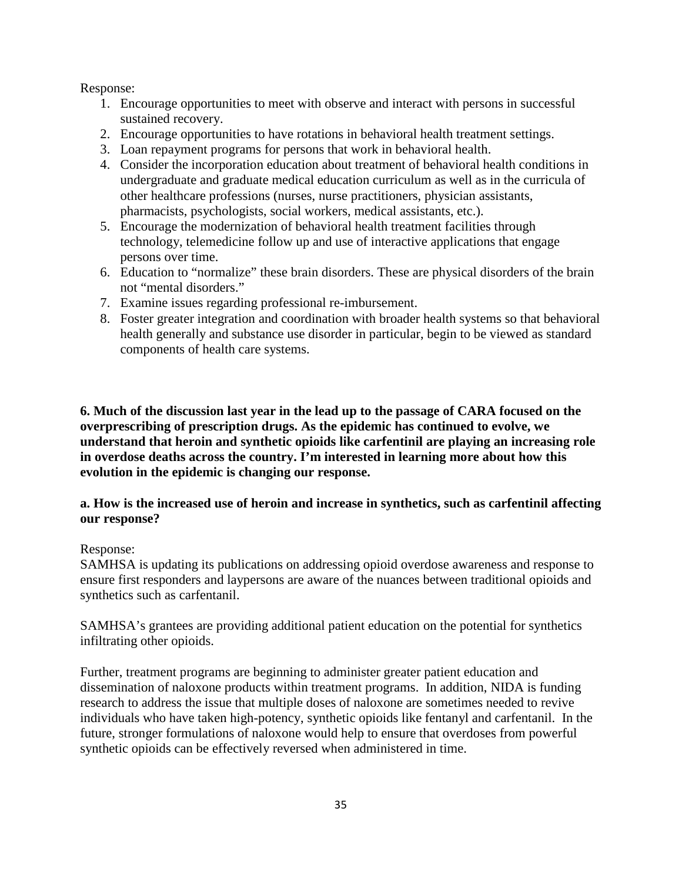Response:

1. Encourage opportunities to meet with observe and interact with persons in successful sustained recovery.
2. Encourage opportunities to have rotations in behavioral health treatment settings.
3. Loan repayment programs for persons that work in behavioral health.
4. Consider the incorporation education about treatment of behavioral health conditions in undergraduate and graduate medical education curriculum as well as in the curricula of other healthcare professions (nurses, nurse practitioners, physician assistants, pharmacists, psychologists, social workers, medical assistants, etc.).
5. Encourage the modernization of behavioral health treatment facilities through technology, telemedicine follow up and use of interactive applications that engage persons over time.
6. Education to "normalize" these brain disorders. These are physical disorders of the brain not "mental disorders."
7. Examine issues regarding professional re-imbursement.
8. Foster greater integration and coordination with broader health systems so that behavioral health generally and substance use disorder in particular, begin to be viewed as standard components of health care systems.

**6. Much of the discussion last year in the lead up to the passage of CARA focused on the overprescribing of prescription drugs. As the epidemic has continued to evolve, we understand that heroin and synthetic opioids like carfentinil are playing an increasing role in overdose deaths across the country. I'm interested in learning more about how this evolution in the epidemic is changing our response.**

**a. How is the increased use of heroin and increase in synthetics, such as carfentinil affecting our response?**

Response:

SAMHSA is updating its publications on addressing opioid overdose awareness and response to ensure first responders and laypersons are aware of the nuances between traditional opioids and synthetics such as carfentanil.

SAMHSA's grantees are providing additional patient education on the potential for synthetics infiltrating other opioids.

Further, treatment programs are beginning to administer greater patient education and dissemination of naloxone products within treatment programs. In addition, NIDA is funding research to address the issue that multiple doses of naloxone are sometimes needed to revive individuals who have taken high-potency, synthetic opioids like fentanyl and carfentanil. In the future, stronger formulations of naloxone would help to ensure that overdoses from powerful synthetic opioids can be effectively reversed when administered in time.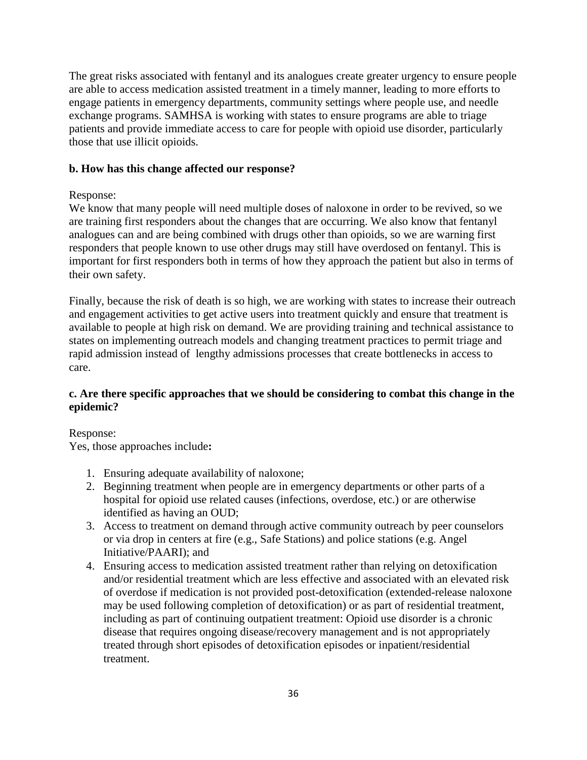The great risks associated with fentanyl and its analogues create greater urgency to ensure people are able to access medication assisted treatment in a timely manner, leading to more efforts to engage patients in emergency departments, community settings where people use, and needle exchange programs. SAMHSA is working with states to ensure programs are able to triage patients and provide immediate access to care for people with opioid use disorder, particularly those that use illicit opioids.

**b. How has this change affected our response?**

Response:
We know that many people will need multiple doses of naloxone in order to be revived, so we are training first responders about the changes that are occurring. We also know that fentanyl analogues can and are being combined with drugs other than opioids, so we are warning first responders that people known to use other drugs may still have overdosed on fentanyl. This is important for first responders both in terms of how they approach the patient but also in terms of their own safety.

Finally, because the risk of death is so high, we are working with states to increase their outreach and engagement activities to get active users into treatment quickly and ensure that treatment is available to people at high risk on demand. We are providing training and technical assistance to states on implementing outreach models and changing treatment practices to permit triage and rapid admission instead of lengthy admissions processes that create bottlenecks in access to care.

**c. Are there specific approaches that we should be considering to combat this change in the epidemic?**

Response:
Yes, those approaches include**:**

1. Ensuring adequate availability of naloxone;
2. Beginning treatment when people are in emergency departments or other parts of a hospital for opioid use related causes (infections, overdose, etc.) or are otherwise identified as having an OUD;
3. Access to treatment on demand through active community outreach by peer counselors or via drop in centers at fire (e.g., Safe Stations) and police stations (e.g. Angel Initiative/PAARI); and
4. Ensuring access to medication assisted treatment rather than relying on detoxification and/or residential treatment which are less effective and associated with an elevated risk of overdose if medication is not provided post-detoxification (extended-release naloxone may be used following completion of detoxification) or as part of residential treatment, including as part of continuing outpatient treatment: Opioid use disorder is a chronic disease that requires ongoing disease/recovery management and is not appropriately treated through short episodes of detoxification episodes or inpatient/residential treatment.